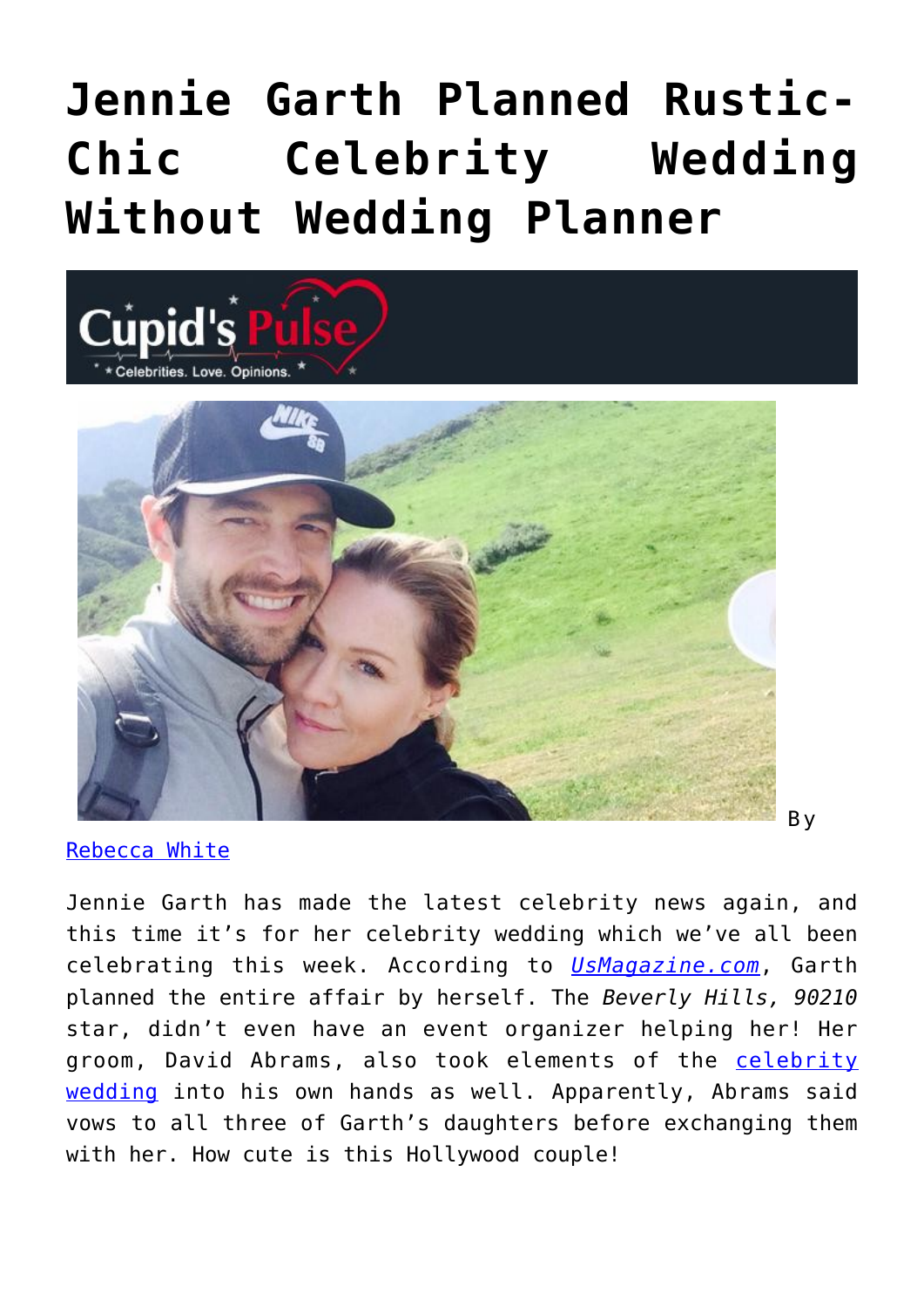# Jennie Garth Planned Rustic-Chic Celebrity Wedding Without Wedding Planner

By [Rebecca White]

Jennie Garth has made the latest celebrity news again, and this time it's for her celebrity wedding which we've all been celebrating this week. According to *[UsMagazine.com]*, Garth planned the entire affair by herself. The *Beverly Hills, 90210* star, didn't even have an event organizer helping her! Her groom, David Abrams, also took elements of the [celebrity wedding] into his own hands as well. Apparently, Abrams said vows to all three of Garth's daughters before exchanging them with her. How cute is this Hollywood couple!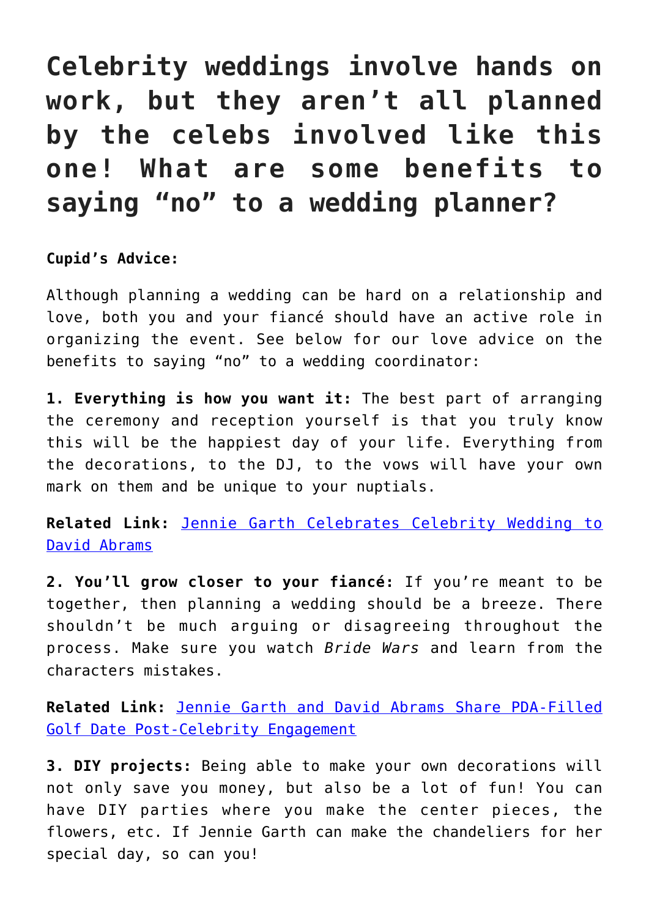# Celebrity weddings involve hands on work, but they aren't all planned by the celebs involved like this one! What are some benefits to saying "no" to a wedding planner?

**Cupid's Advice:**

Although planning a wedding can be hard on a relationship and love, both you and your fiancé should have an active role in organizing the event. See below for our love advice on the benefits to saying "no" to a wedding coordinator:

**1. Everything is how you want it:** The best part of arranging the ceremony and reception yourself is that you truly know this will be the happiest day of your life. Everything from the decorations, to the DJ, to the vows will have your own mark on them and be unique to your nuptials.

**Related Link:** [Jennie Garth Celebrates Celebrity Wedding to David Abrams]()

**2. You'll grow closer to your fiancé:** If you're meant to be together, then planning a wedding should be a breeze. There shouldn't be much arguing or disagreeing throughout the process. Make sure you watch *Bride Wars* and learn from the characters mistakes.

**Related Link:** [Jennie Garth and David Abrams Share PDA-Filled Golf Date Post-Celebrity Engagement]()

**3. DIY projects:** Being able to make your own decorations will not only save you money, but also be a lot of fun! You can have DIY parties where you make the center pieces, the flowers, etc. If Jennie Garth can make the chandeliers for her special day, so can you!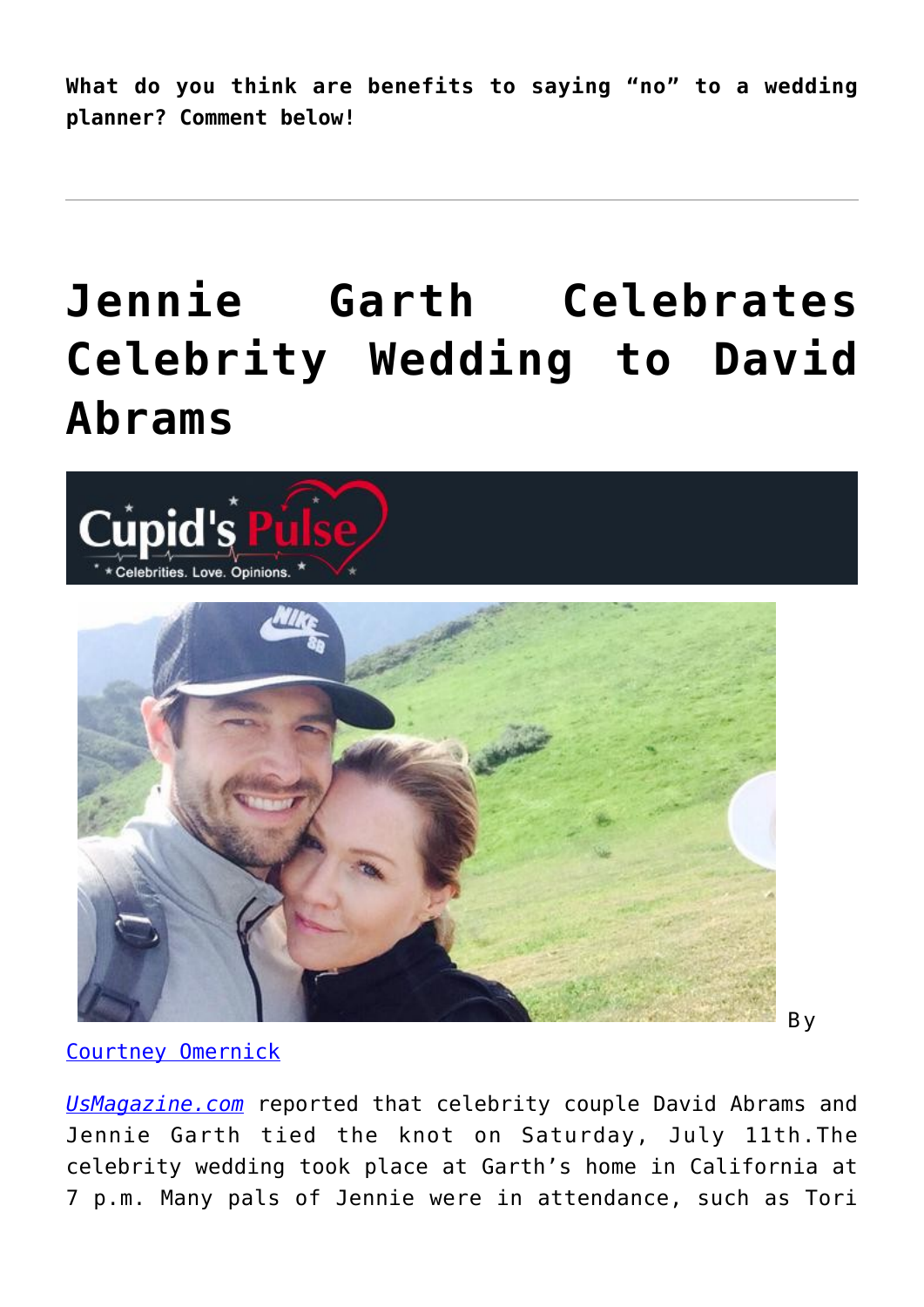**What do you think are benefits to saying "no" to a wedding planner? Comment below!**

---

# Jennie Garth Celebrates Celebrity Wedding to David Abrams

By [Courtney Omernick]

*[UsMagazine.com]* reported that celebrity couple David Abrams and Jennie Garth tied the knot on Saturday, July 11th.The celebrity wedding took place at Garth's home in California at 7 p.m. Many pals of Jennie were in attendance, such as Tori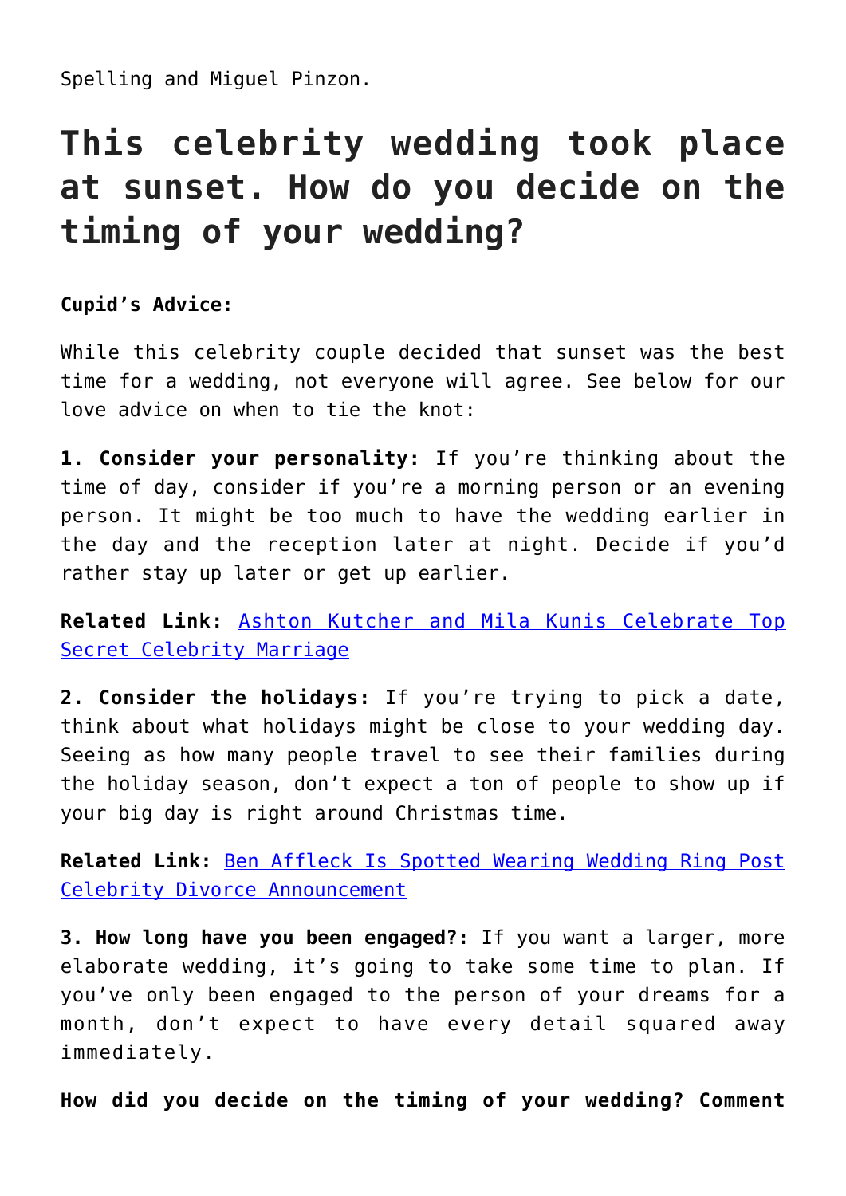Spelling and Miguel Pinzon.

## This celebrity wedding took place at sunset. How do you decide on the timing of your wedding?

**Cupid's Advice:**

While this celebrity couple decided that sunset was the best time for a wedding, not everyone will agree. See below for our love advice on when to tie the knot:

**1. Consider your personality:** If you're thinking about the time of day, consider if you're a morning person or an evening person. It might be too much to have the wedding earlier in the day and the reception later at night. Decide if you'd rather stay up later or get up earlier.

**Related Link:** [Ashton Kutcher and Mila Kunis Celebrate Top Secret Celebrity Marriage]()

**2. Consider the holidays:** If you're trying to pick a date, think about what holidays might be close to your wedding day. Seeing as how many people travel to see their families during the holiday season, don't expect a ton of people to show up if your big day is right around Christmas time.

**Related Link:** [Ben Affleck Is Spotted Wearing Wedding Ring Post Celebrity Divorce Announcement]()

**3. How long have you been engaged?:** If you want a larger, more elaborate wedding, it's going to take some time to plan. If you've only been engaged to the person of your dreams for a month, don't expect to have every detail squared away immediately.

**How did you decide on the timing of your wedding? Comment**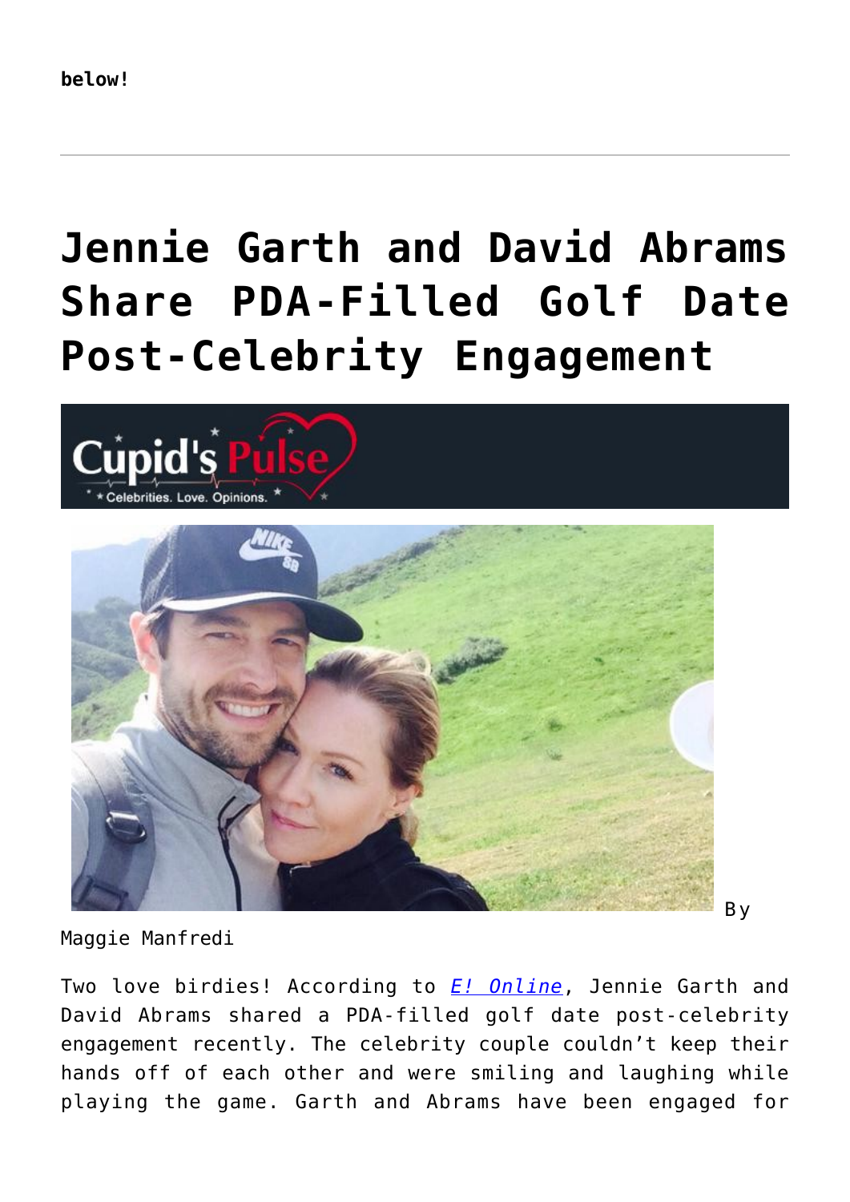**below!**

---

# Jennie Garth and David Abrams Share PDA-Filled Golf Date Post-Celebrity Engagement

By Maggie Manfredi

Two love birdies! According to *E! Online*, Jennie Garth and David Abrams shared a PDA-filled golf date post-celebrity engagement recently. The celebrity couple couldn't keep their hands off of each other and were smiling and laughing while playing the game. Garth and Abrams have been engaged for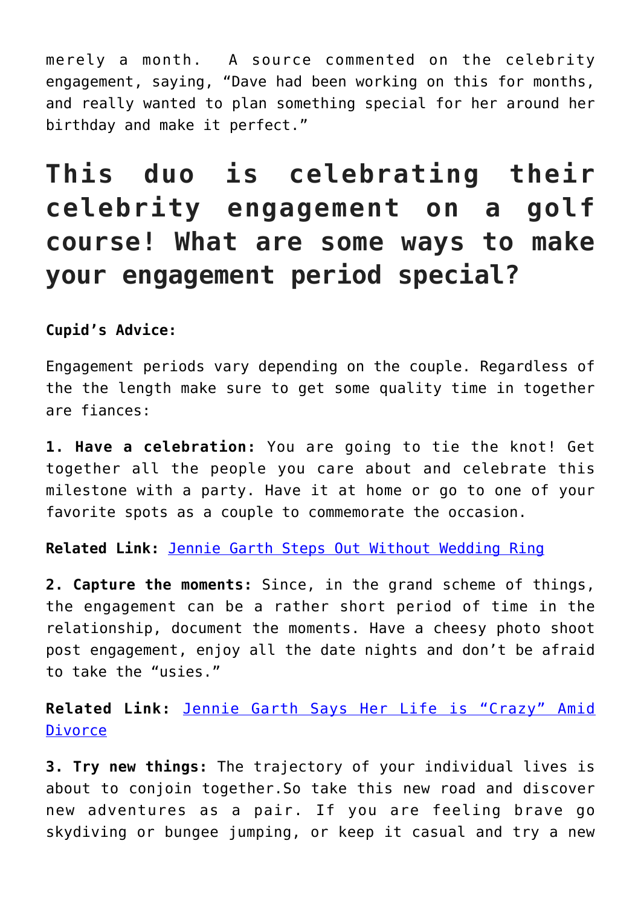merely a month.  A source commented on the celebrity engagement, saying, “Dave had been working on this for months, and really wanted to plan something special for her around her birthday and make it perfect.”

# This duo is celebrating their celebrity engagement on a golf course! What are some ways to make your engagement period special?

**Cupid’s Advice:**

Engagement periods vary depending on the couple. Regardless of the the length make sure to get some quality time in together are fiances:

**1. Have a celebration:** You are going to tie the knot! Get together all the people you care about and celebrate this milestone with a party. Have it at home or go to one of your favorite spots as a couple to commemorate the occasion.

**Related Link:** [Jennie Garth Steps Out Without Wedding Ring]()

**2. Capture the moments:** Since, in the grand scheme of things, the engagement can be a rather short period of time in the relationship, document the moments. Have a cheesy photo shoot post engagement, enjoy all the date nights and don’t be afraid to take the “usies.”

**Related Link:** [Jennie Garth Says Her Life is “Crazy” Amid Divorce]()

**3. Try new things:** The trajectory of your individual lives is about to conjoin together.So take this new road and discover new adventures as a pair. If you are feeling brave go skydiving or bungee jumping, or keep it casual and try a new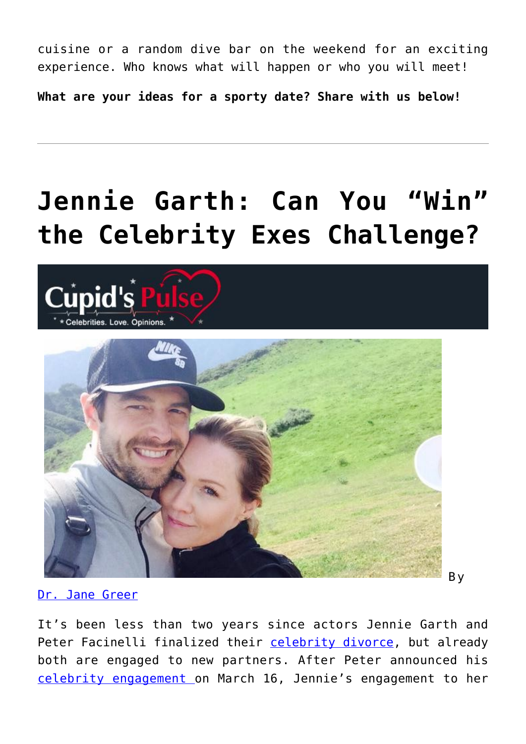cuisine or a random dive bar on the weekend for an exciting experience. Who knows what will happen or who you will meet!

**What are your ideas for a sporty date? Share with us below!**

---

# Jennie Garth: Can You "Win" the Celebrity Exes Challenge?

By Dr. Jane Greer

It's been less than two years since actors Jennie Garth and Peter Facinelli finalized their celebrity divorce, but already both are engaged to new partners. After Peter announced his celebrity engagement on March 16, Jennie's engagement to her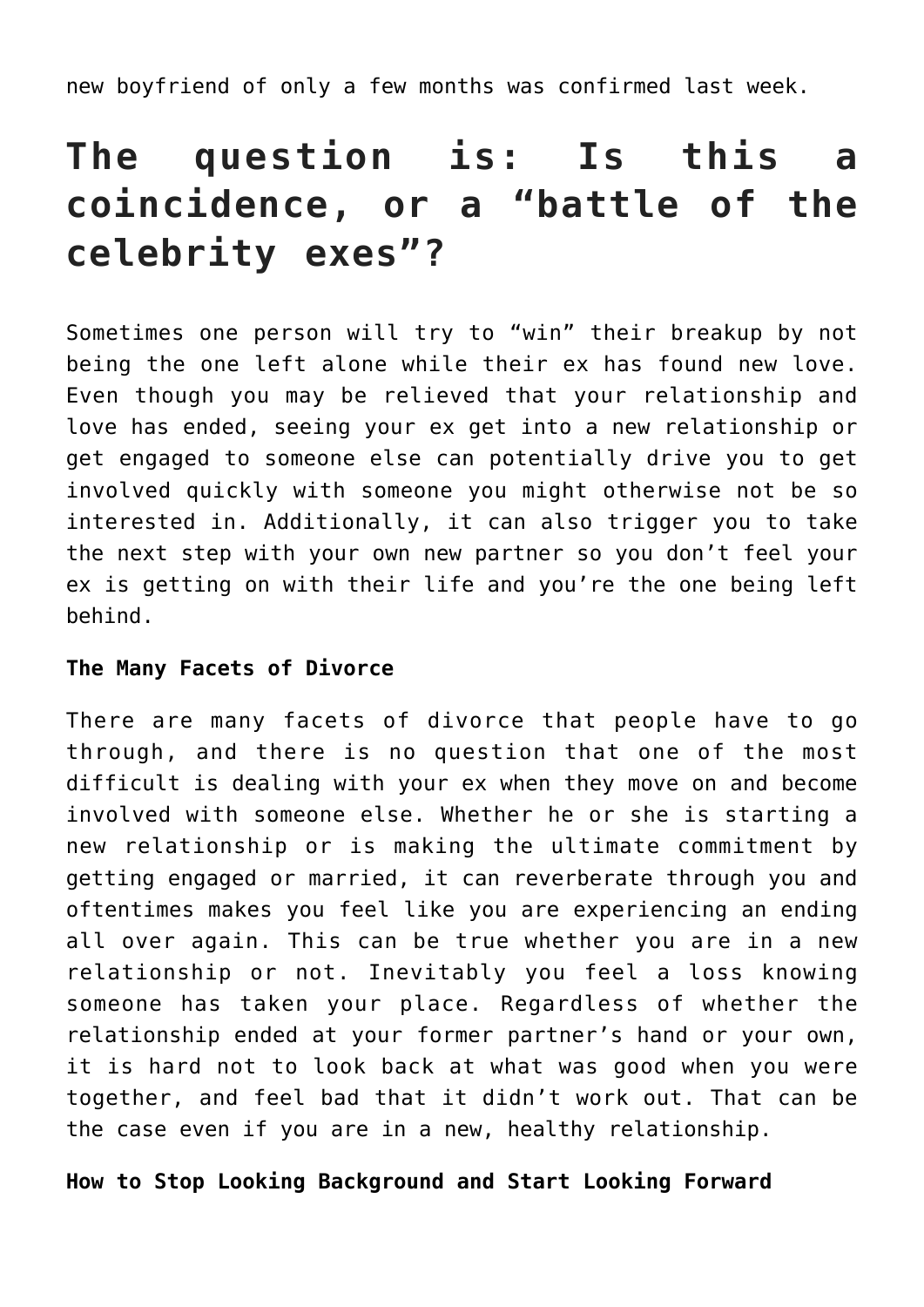new boyfriend of only a few months was confirmed last week.

## The question is: Is this a coincidence, or a "battle of the celebrity exes"?

Sometimes one person will try to "win" their breakup by not being the one left alone while their ex has found new love. Even though you may be relieved that your relationship and love has ended, seeing your ex get into a new relationship or get engaged to someone else can potentially drive you to get involved quickly with someone you might otherwise not be so interested in. Additionally, it can also trigger you to take the next step with your own new partner so you don't feel your ex is getting on with their life and you're the one being left behind.

**The Many Facets of Divorce**

There are many facets of divorce that people have to go through, and there is no question that one of the most difficult is dealing with your ex when they move on and become involved with someone else. Whether he or she is starting a new relationship or is making the ultimate commitment by getting engaged or married, it can reverberate through you and oftentimes makes you feel like you are experiencing an ending all over again. This can be true whether you are in a new relationship or not. Inevitably you feel a loss knowing someone has taken your place. Regardless of whether the relationship ended at your former partner's hand or your own, it is hard not to look back at what was good when you were together, and feel bad that it didn't work out. That can be the case even if you are in a new, healthy relationship.

**How to Stop Looking Background and Start Looking Forward**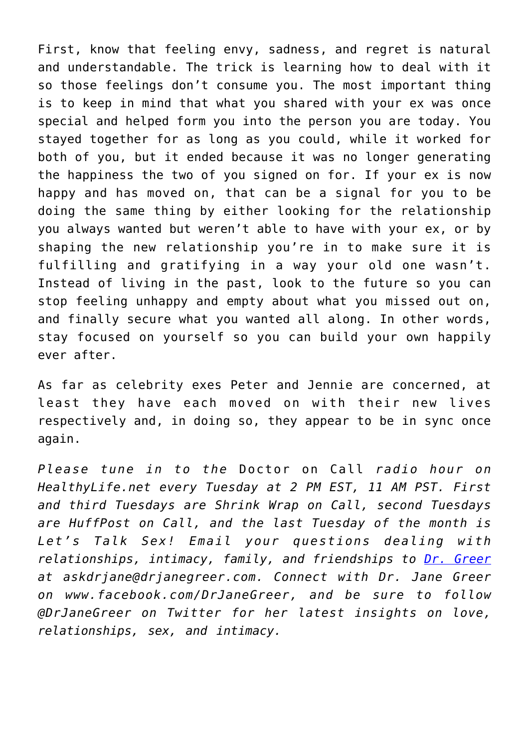First, know that feeling envy, sadness, and regret is natural and understandable. The trick is learning how to deal with it so those feelings don't consume you. The most important thing is to keep in mind that what you shared with your ex was once special and helped form you into the person you are today. You stayed together for as long as you could, while it worked for both of you, but it ended because it was no longer generating the happiness the two of you signed on for. If your ex is now happy and has moved on, that can be a signal for you to be doing the same thing by either looking for the relationship you always wanted but weren't able to have with your ex, or by shaping the new relationship you're in to make sure it is fulfilling and gratifying in a way your old one wasn't. Instead of living in the past, look to the future so you can stop feeling unhappy and empty about what you missed out on, and finally secure what you wanted all along. In other words, stay focused on yourself so you can build your own happily ever after.

As far as celebrity exes Peter and Jennie are concerned, at least they have each moved on with their new lives respectively and, in doing so, they appear to be in sync once again.

*Please tune in to the* Doctor on Call *radio hour on HealthyLife.net every Tuesday at 2 PM EST, 11 AM PST. First and third Tuesdays are Shrink Wrap on Call, second Tuesdays are HuffPost on Call, and the last Tuesday of the month is Let's Talk Sex! Email your questions dealing with relationships, intimacy, family, and friendships to [Dr. Greer](mailto:askdrjane@drjanegreer.com) at askdrjane@drjanegreer.com. Connect with Dr. Jane Greer on www.facebook.com/DrJaneGreer, and be sure to follow @DrJaneGreer on Twitter for her latest insights on love, relationships, sex, and intimacy.*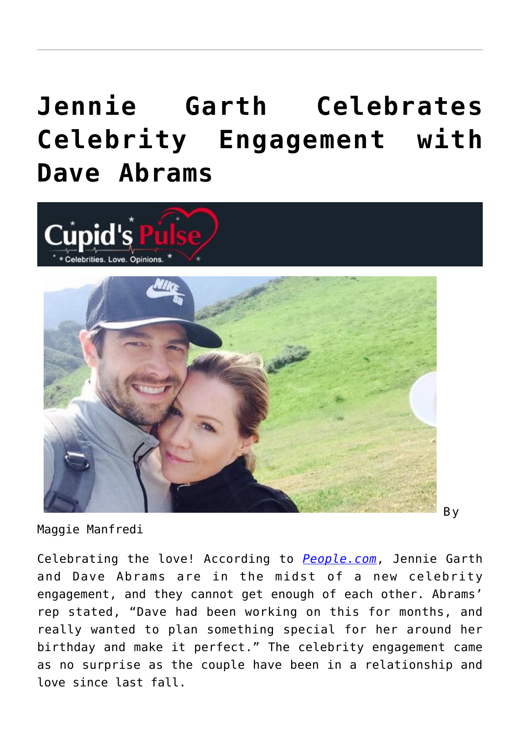# Jennie Garth Celebrates Celebrity Engagement with Dave Abrams

By Maggie Manfredi

Celebrating the love! According to *People.com*, Jennie Garth and Dave Abrams are in the midst of a new celebrity engagement, and they cannot get enough of each other. Abrams' rep stated, "Dave had been working on this for months, and really wanted to plan something special for her around her birthday and make it perfect." The celebrity engagement came as no surprise as the couple have been in a relationship and love since last fall.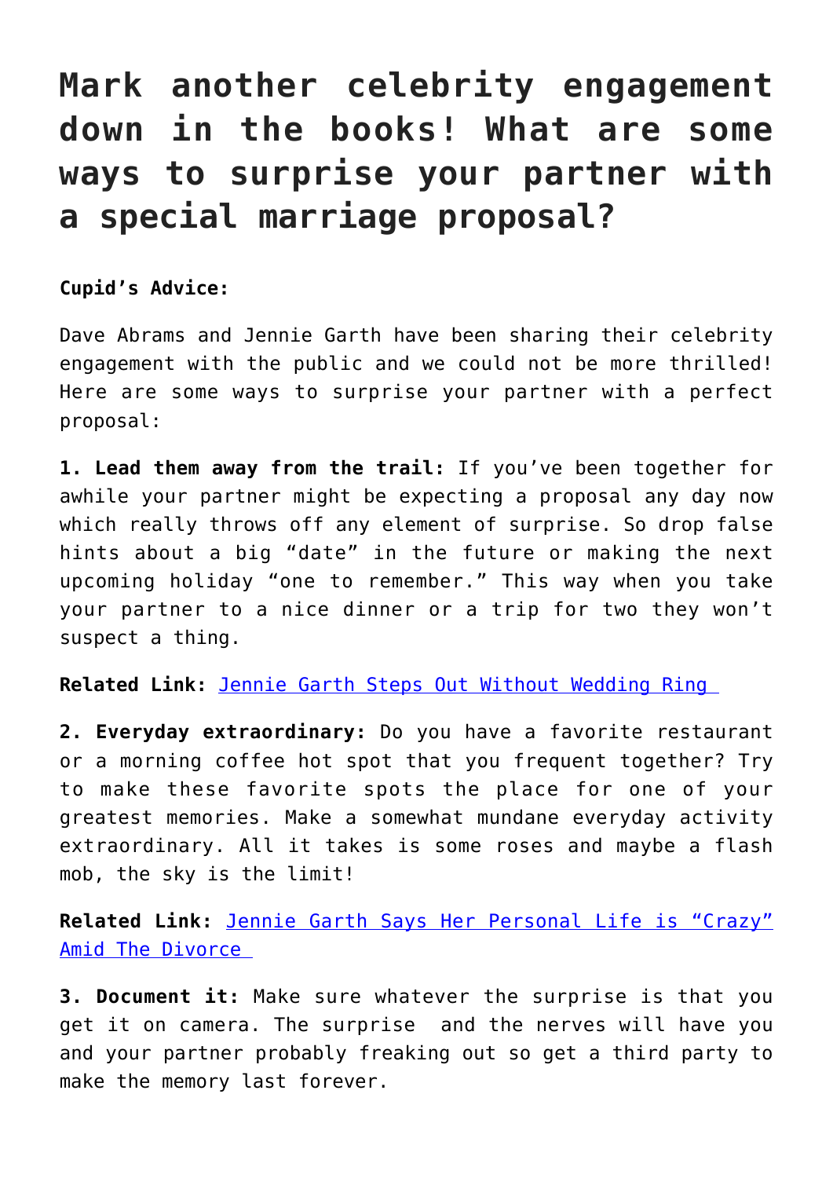# Mark another celebrity engagement down in the books! What are some ways to surprise your partner with a special marriage proposal?

**Cupid's Advice:**

Dave Abrams and Jennie Garth have been sharing their celebrity engagement with the public and we could not be more thrilled! Here are some ways to surprise your partner with a perfect proposal:

**1. Lead them away from the trail:** If you've been together for awhile your partner might be expecting a proposal any day now which really throws off any element of surprise. So drop false hints about a big "date" in the future or making the next upcoming holiday "one to remember." This way when you take your partner to a nice dinner or a trip for two they won't suspect a thing.

**Related Link:** [Jennie Garth Steps Out Without Wedding Ring]

**2. Everyday extraordinary:** Do you have a favorite restaurant or a morning coffee hot spot that you frequent together? Try to make these favorite spots the place for one of your greatest memories. Make a somewhat mundane everyday activity extraordinary. All it takes is some roses and maybe a flash mob, the sky is the limit!

**Related Link:** [Jennie Garth Says Her Personal Life is "Crazy" Amid The Divorce]

**3. Document it:** Make sure whatever the surprise is that you get it on camera. The surprise and the nerves will have you and your partner probably freaking out so get a third party to make the memory last forever.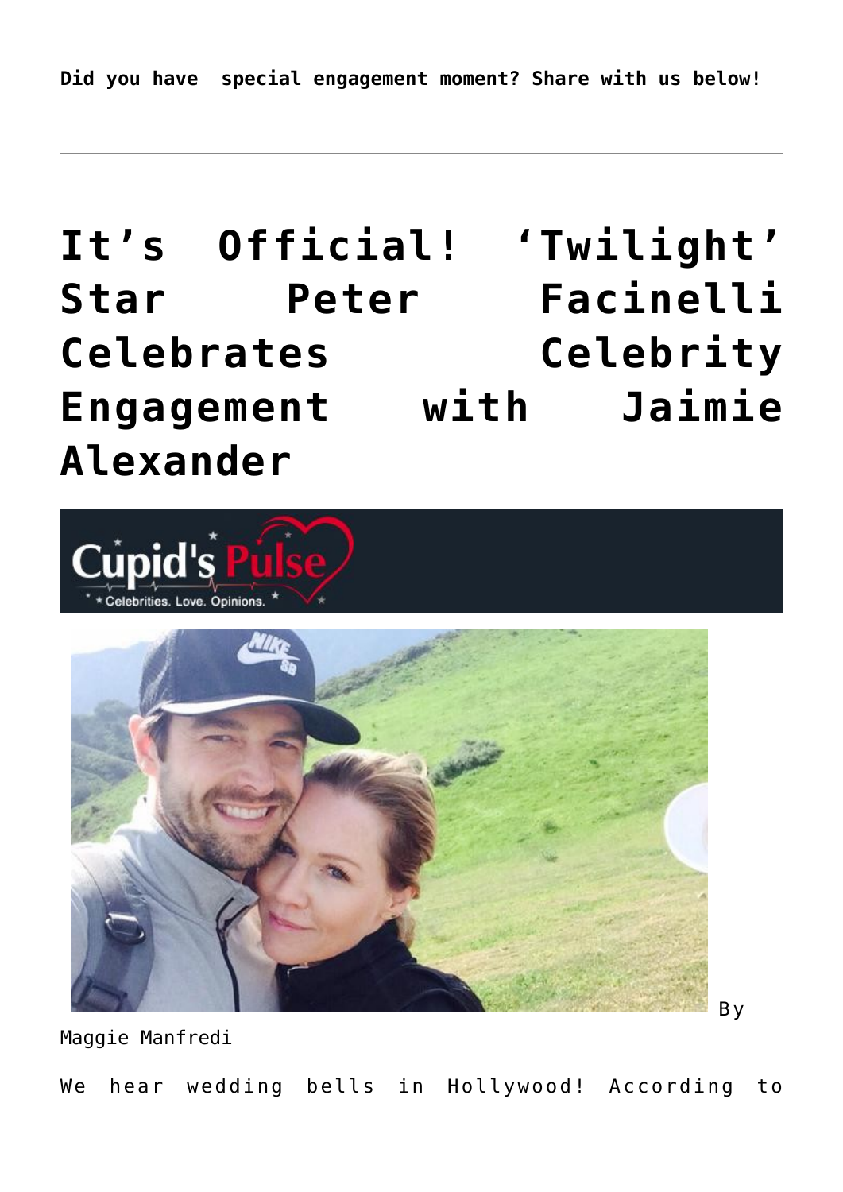**Did you have special engagement moment? Share with us below!**

---

# It's Official! 'Twilight' Star Peter Facinelli Celebrates Celebrity Engagement with Jaimie Alexander

By Maggie Manfredi

We hear wedding bells in Hollywood! According to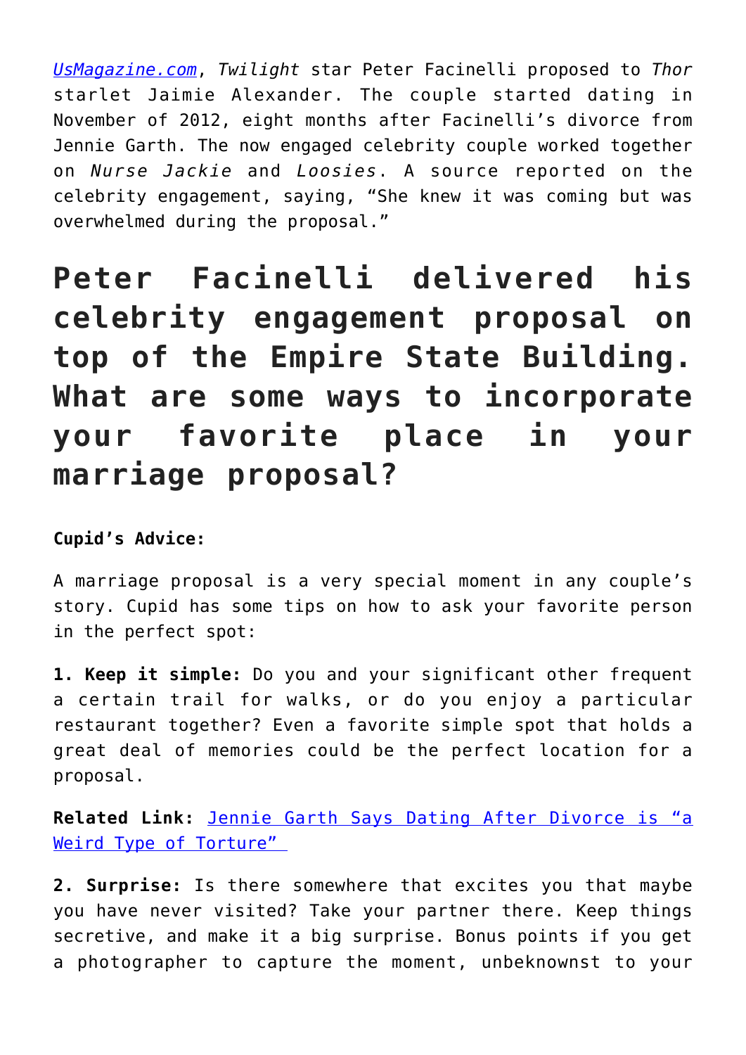[UsMagazine.com](UsMagazine.com), *Twilight* star Peter Facinelli proposed to *Thor* starlet Jaimie Alexander. The couple started dating in November of 2012, eight months after Facinelli's divorce from Jennie Garth. The now engaged celebrity couple worked together on *Nurse Jackie* and *Loosies*. A source reported on the celebrity engagement, saying, "She knew it was coming but was overwhelmed during the proposal."

# Peter Facinelli delivered his celebrity engagement proposal on top of the Empire State Building. What are some ways to incorporate your favorite place in your marriage proposal?

**Cupid's Advice:**

A marriage proposal is a very special moment in any couple's story. Cupid has some tips on how to ask your favorite person in the perfect spot:

**1. Keep it simple:** Do you and your significant other frequent a certain trail for walks, or do you enjoy a particular restaurant together? Even a favorite simple spot that holds a great deal of memories could be the perfect location for a proposal.

**Related Link:** Jennie Garth Says Dating After Divorce is "a Weird Type of Torture"

**2. Surprise:** Is there somewhere that excites you that maybe you have never visited? Take your partner there. Keep things secretive, and make it a big surprise. Bonus points if you get a photographer to capture the moment, unbeknownst to your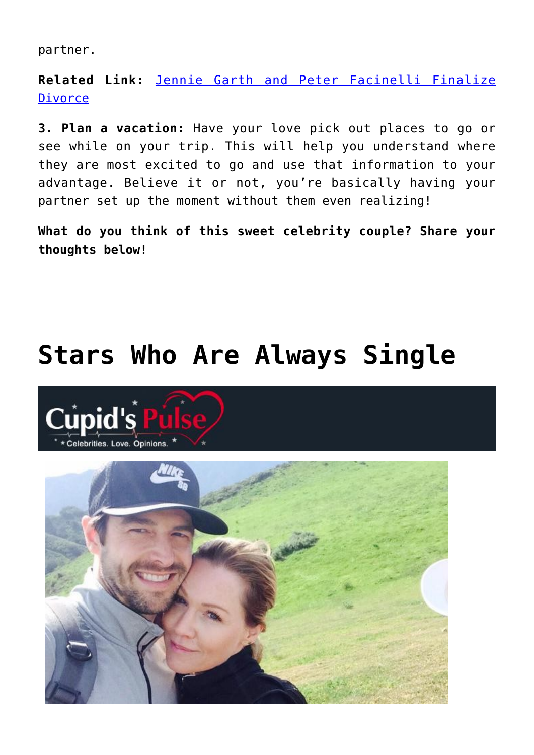partner.

**Related Link:** [Jennie Garth and Peter Facinelli Finalize Divorce]()

**3. Plan a vacation:** Have your love pick out places to go or see while on your trip. This will help you understand where they are most excited to go and use that information to your advantage. Believe it or not, you're basically having your partner set up the moment without them even realizing!

**What do you think of this sweet celebrity couple? Share your thoughts below!**

---

# Stars Who Are Always Single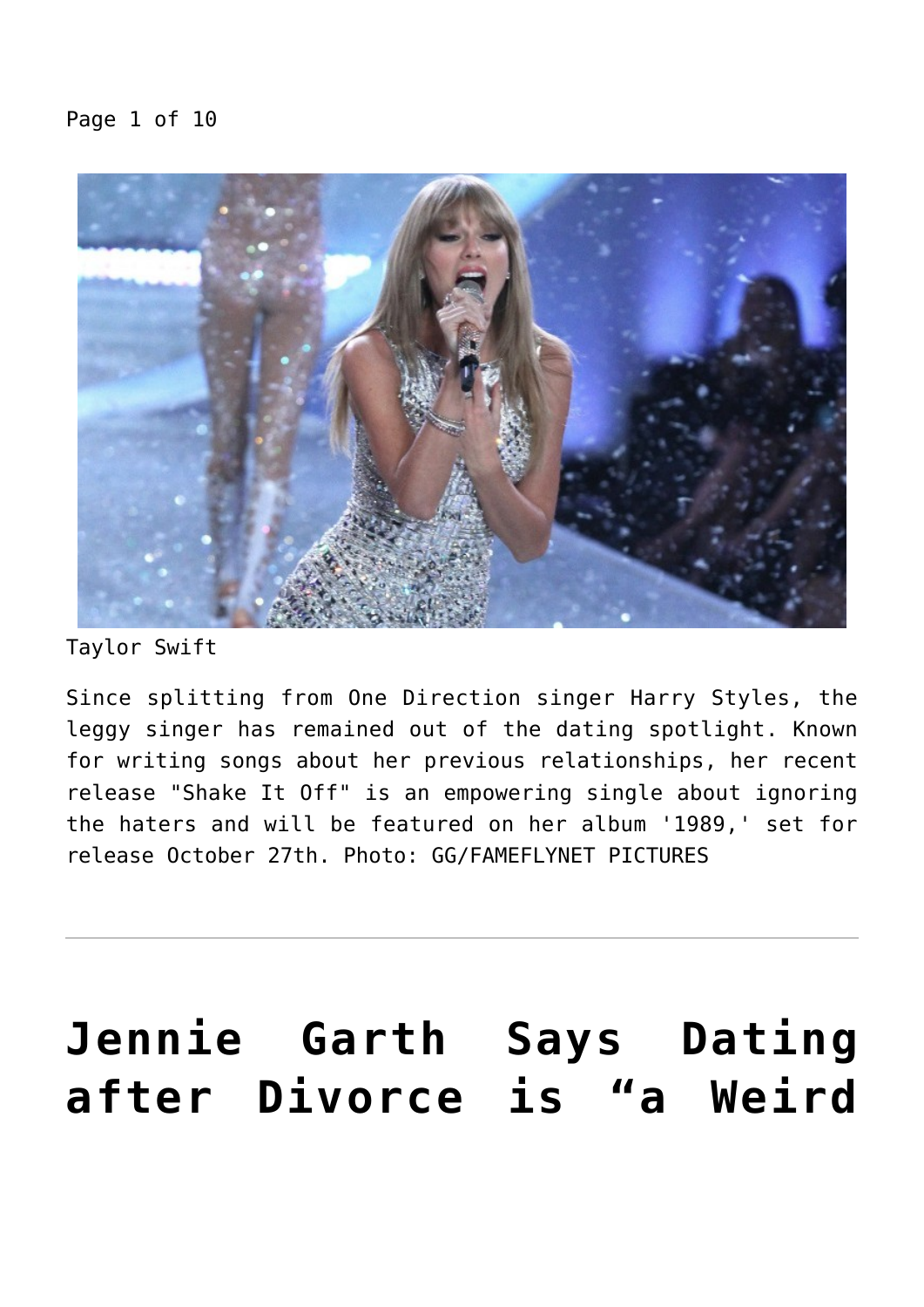Page 1 of 10

Taylor Swift

Since splitting from One Direction singer Harry Styles, the leggy singer has remained out of the dating spotlight. Known for writing songs about her previous relationships, her recent release "Shake It Off" is an empowering single about ignoring the haters and will be featured on her album '1989,' set for release October 27th. Photo: GG/FAMEFLYNET PICTURES

---

# Jennie Garth Says Dating after Divorce is “a Weird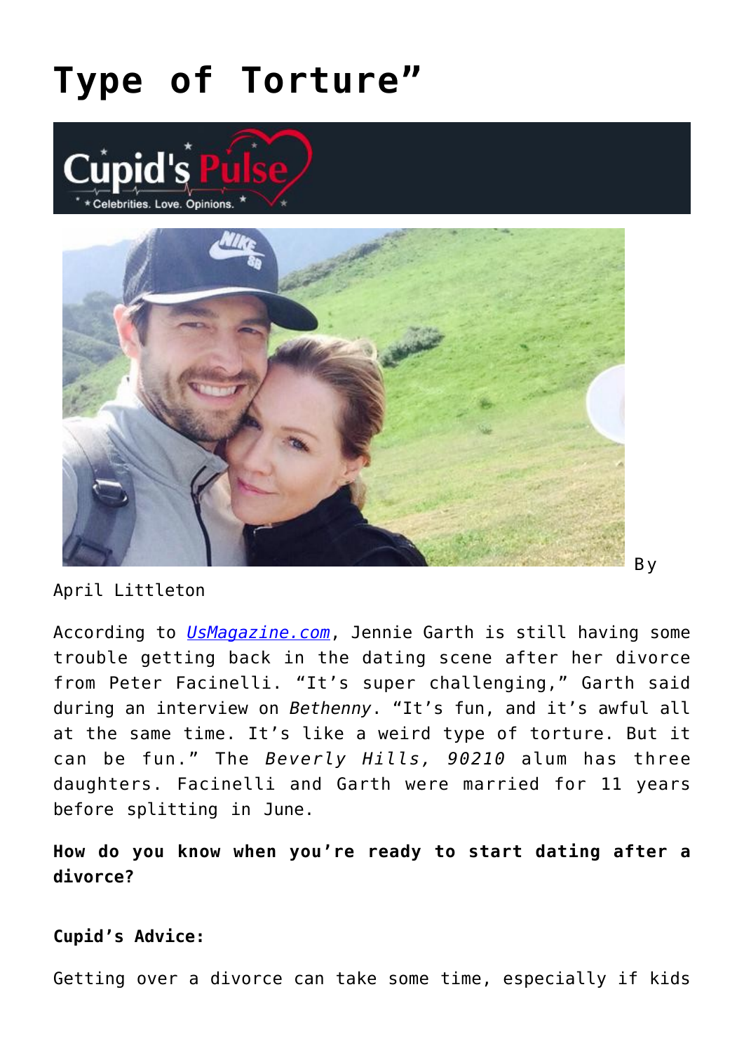# Type of Torture"

By April Littleton

According to *UsMagazine.com*, Jennie Garth is still having some trouble getting back in the dating scene after her divorce from Peter Facinelli. "It's super challenging," Garth said during an interview on *Bethenny*. "It's fun, and it's awful all at the same time. It's like a weird type of torture. But it can be fun." The *Beverly Hills, 90210* alum has three daughters. Facinelli and Garth were married for 11 years before splitting in June.

**How do you know when you're ready to start dating after a divorce?**

**Cupid's Advice:**

Getting over a divorce can take some time, especially if kids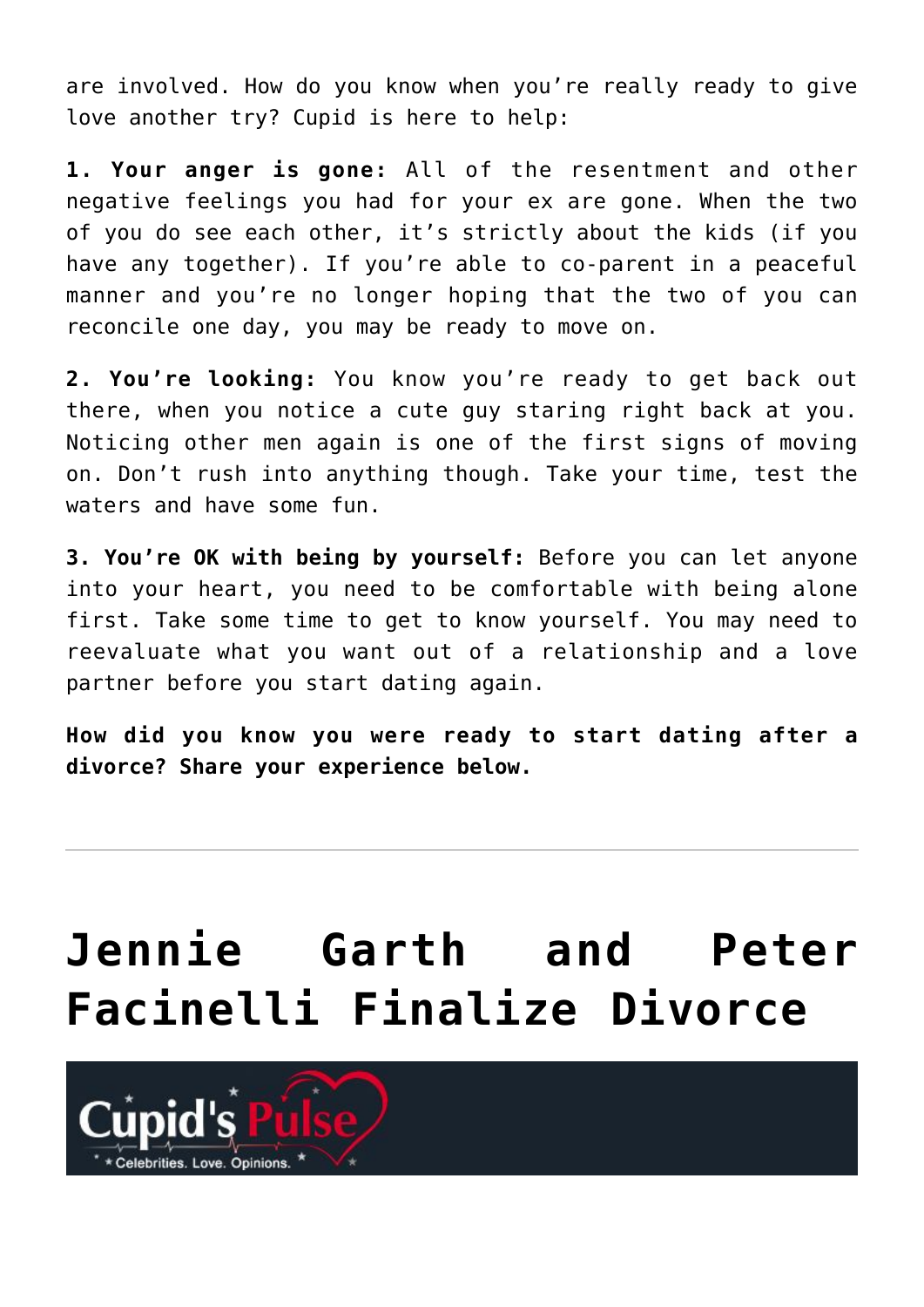are involved. How do you know when you're really ready to give love another try? Cupid is here to help:

**1. Your anger is gone:** All of the resentment and other negative feelings you had for your ex are gone. When the two of you do see each other, it's strictly about the kids (if you have any together). If you're able to co-parent in a peaceful manner and you're no longer hoping that the two of you can reconcile one day, you may be ready to move on.

**2. You're looking:** You know you're ready to get back out there, when you notice a cute guy staring right back at you. Noticing other men again is one of the first signs of moving on. Don't rush into anything though. Take your time, test the waters and have some fun.

**3. You're OK with being by yourself:** Before you can let anyone into your heart, you need to be comfortable with being alone first. Take some time to get to know yourself. You may need to reevaluate what you want out of a relationship and a love partner before you start dating again.

**How did you know you were ready to start dating after a divorce? Share your experience below.**

---

# Jennie Garth and Peter Facinelli Finalize Divorce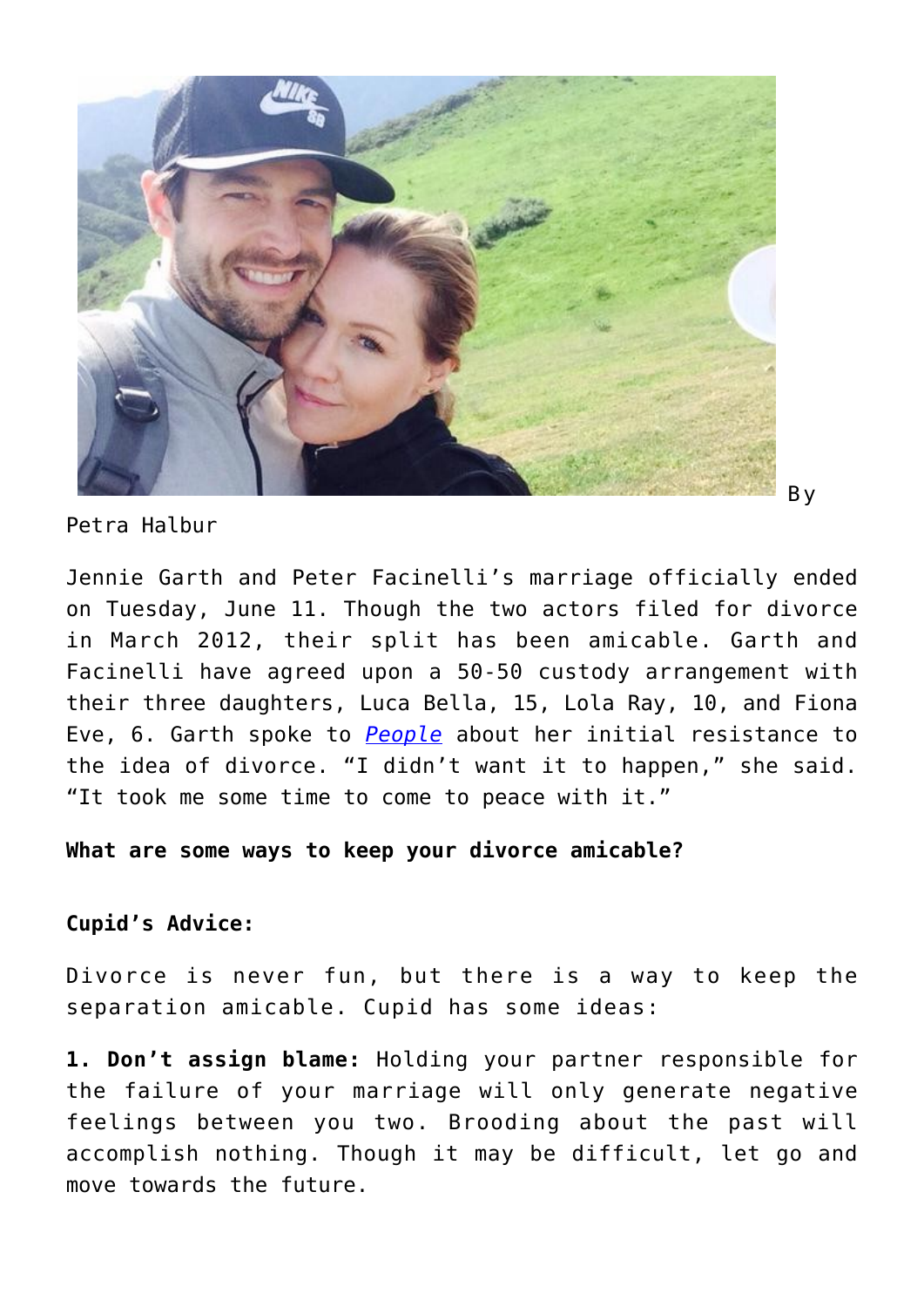By Petra Halbur

Jennie Garth and Peter Facinelli's marriage officially ended on Tuesday, June 11. Though the two actors filed for divorce in March 2012, their split has been amicable. Garth and Facinelli have agreed upon a 50-50 custody arrangement with their three daughters, Luca Bella, 15, Lola Ray, 10, and Fiona Eve, 6. Garth spoke to *People* about her initial resistance to the idea of divorce. "I didn't want it to happen," she said. "It took me some time to come to peace with it."

**What are some ways to keep your divorce amicable?**

**Cupid's Advice:**

Divorce is never fun, but there is a way to keep the separation amicable. Cupid has some ideas:

**1. Don't assign blame:** Holding your partner responsible for the failure of your marriage will only generate negative feelings between you two. Brooding about the past will accomplish nothing. Though it may be difficult, let go and move towards the future.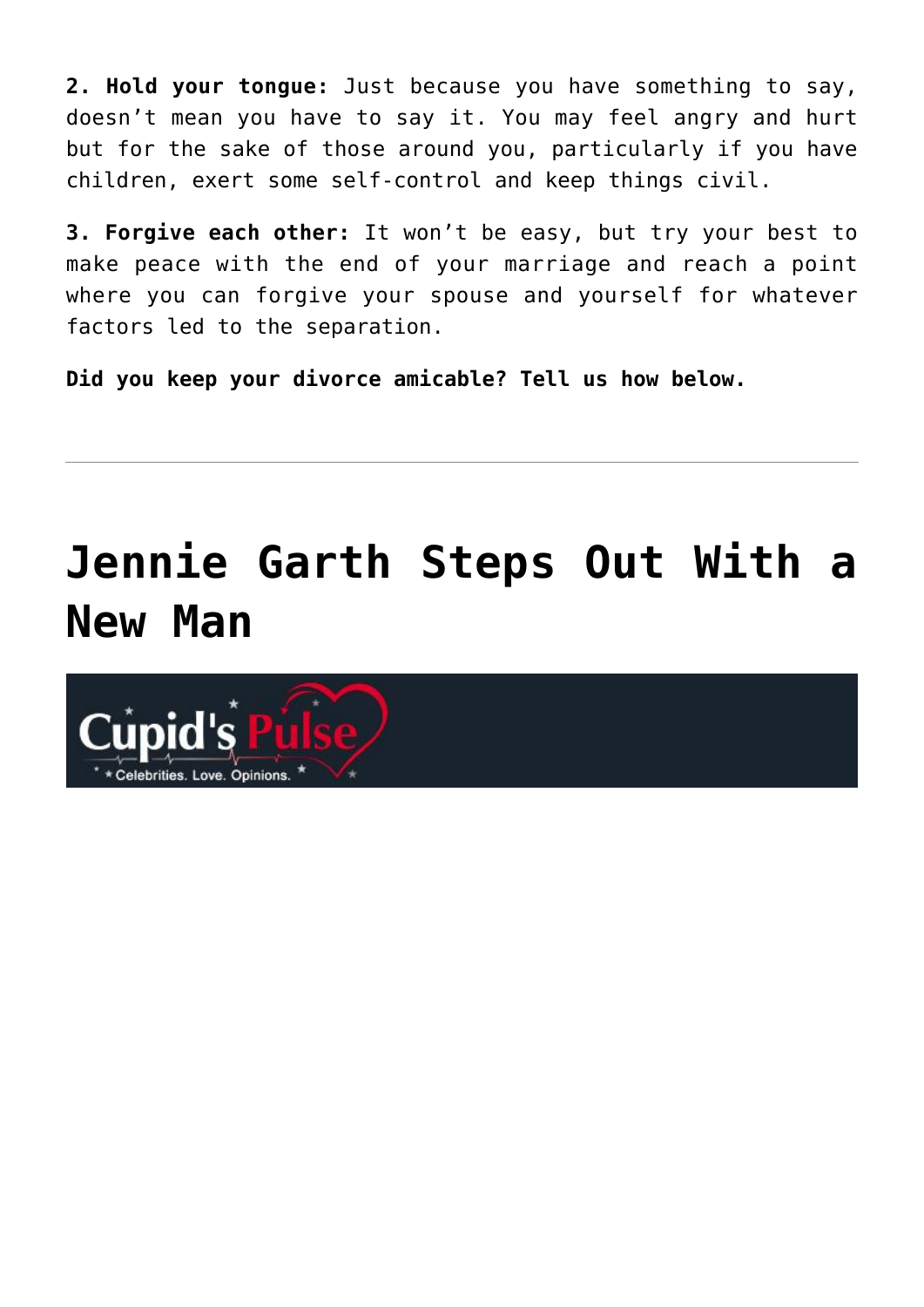**2. Hold your tongue:** Just because you have something to say, doesn't mean you have to say it. You may feel angry and hurt but for the sake of those around you, particularly if you have children, exert some self-control and keep things civil.

**3. Forgive each other:** It won't be easy, but try your best to make peace with the end of your marriage and reach a point where you can forgive your spouse and yourself for whatever factors led to the separation.

**Did you keep your divorce amicable? Tell us how below.**

---

# Jennie Garth Steps Out With a New Man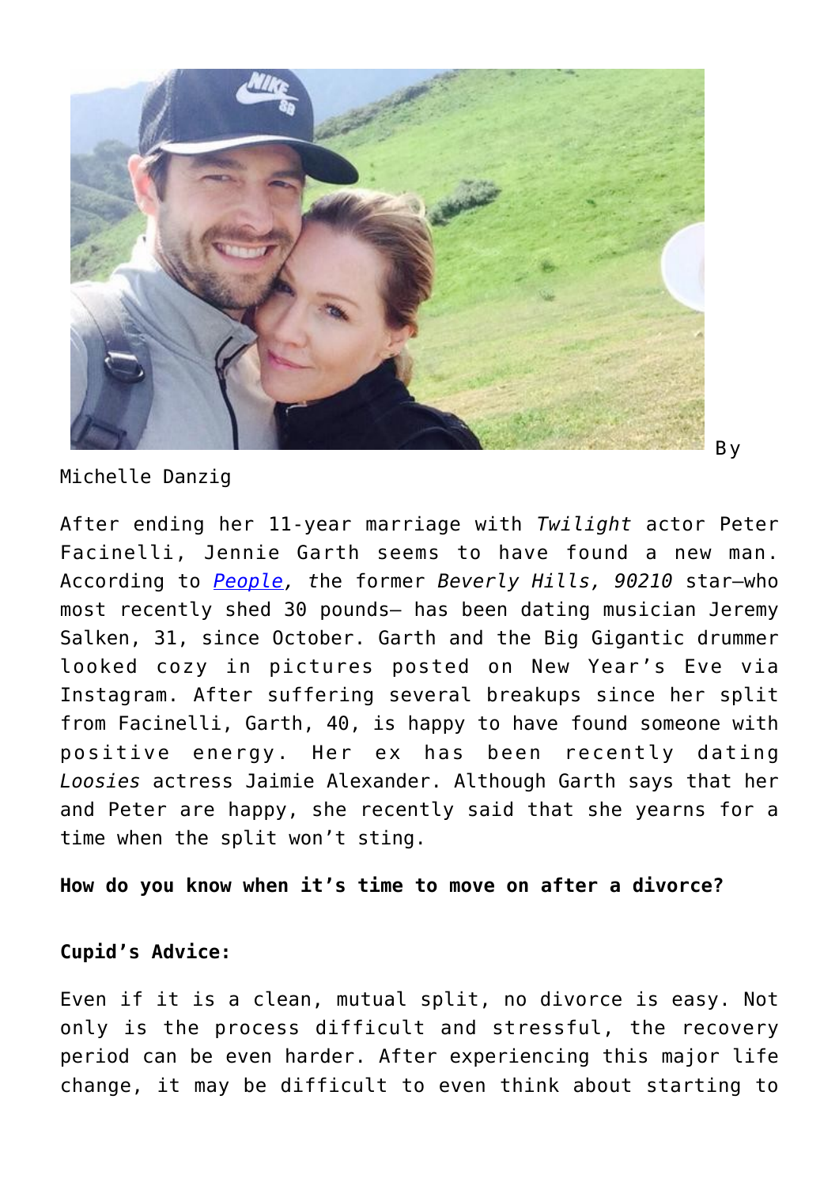By Michelle Danzig

After ending her 11-year marriage with *Twilight* actor Peter Facinelli, Jennie Garth seems to have found a new man. According to *People*, the former *Beverly Hills, 90210* star—who most recently shed 30 pounds— has been dating musician Jeremy Salken, 31, since October. Garth and the Big Gigantic drummer looked cozy in pictures posted on New Year's Eve via Instagram. After suffering several breakups since her split from Facinelli, Garth, 40, is happy to have found someone with positive energy. Her ex has been recently dating *Loosies* actress Jaimie Alexander. Although Garth says that her and Peter are happy, she recently said that she yearns for a time when the split won't sting.

**How do you know when it's time to move on after a divorce?**

**Cupid's Advice:**

Even if it is a clean, mutual split, no divorce is easy. Not only is the process difficult and stressful, the recovery period can be even harder. After experiencing this major life change, it may be difficult to even think about starting to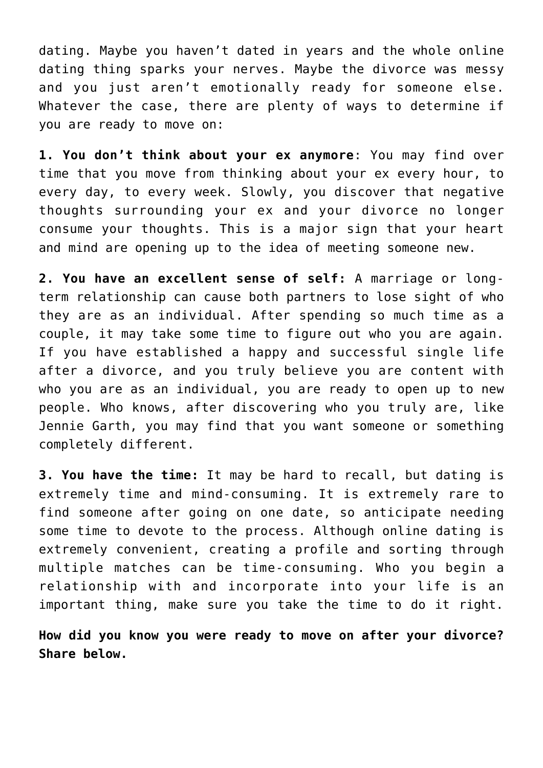dating. Maybe you haven't dated in years and the whole online dating thing sparks your nerves. Maybe the divorce was messy and you just aren't emotionally ready for someone else. Whatever the case, there are plenty of ways to determine if you are ready to move on:

**1. You don't think about your ex anymore**: You may find over time that you move from thinking about your ex every hour, to every day, to every week. Slowly, you discover that negative thoughts surrounding your ex and your divorce no longer consume your thoughts. This is a major sign that your heart and mind are opening up to the idea of meeting someone new.

**2. You have an excellent sense of self:** A marriage or long-term relationship can cause both partners to lose sight of who they are as an individual. After spending so much time as a couple, it may take some time to figure out who you are again. If you have established a happy and successful single life after a divorce, and you truly believe you are content with who you are as an individual, you are ready to open up to new people. Who knows, after discovering who you truly are, like Jennie Garth, you may find that you want someone or something completely different.

**3. You have the time:** It may be hard to recall, but dating is extremely time and mind-consuming. It is extremely rare to find someone after going on one date, so anticipate needing some time to devote to the process. Although online dating is extremely convenient, creating a profile and sorting through multiple matches can be time-consuming. Who you begin a relationship with and incorporate into your life is an important thing, make sure you take the time to do it right.

**How did you know you were ready to move on after your divorce? Share below.**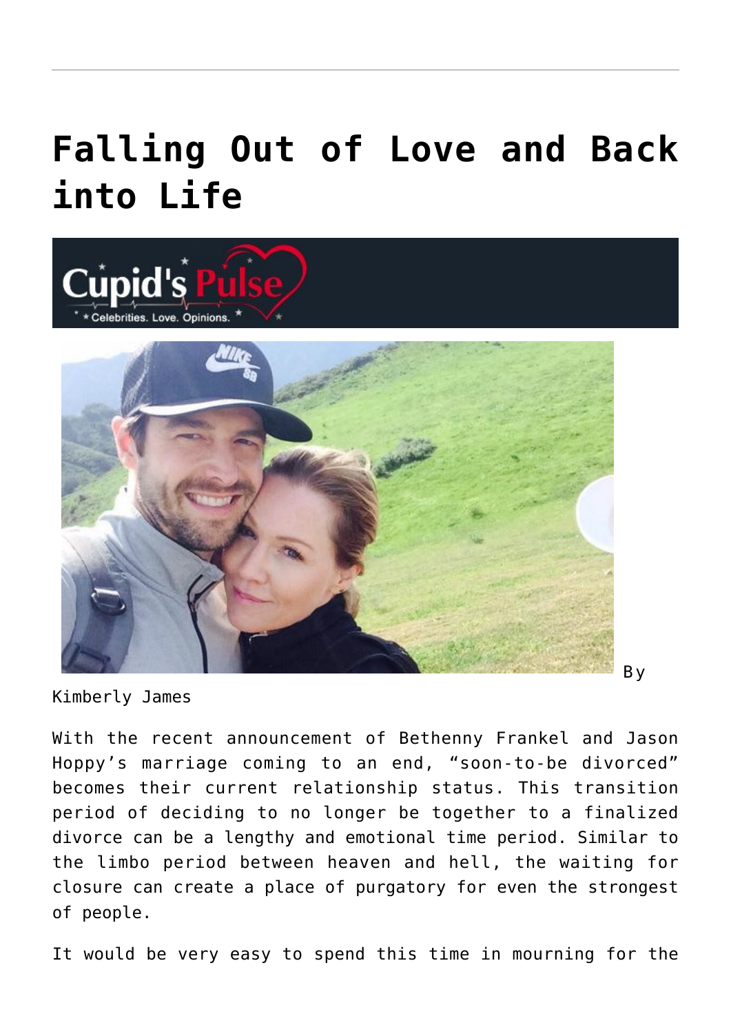# Falling Out of Love and Back into Life

By Kimberly James

With the recent announcement of Bethenny Frankel and Jason Hoppy's marriage coming to an end, "soon-to-be divorced" becomes their current relationship status. This transition period of deciding to no longer be together to a finalized divorce can be a lengthy and emotional time period. Similar to the limbo period between heaven and hell, the waiting for closure can create a place of purgatory for even the strongest of people.

It would be very easy to spend this time in mourning for the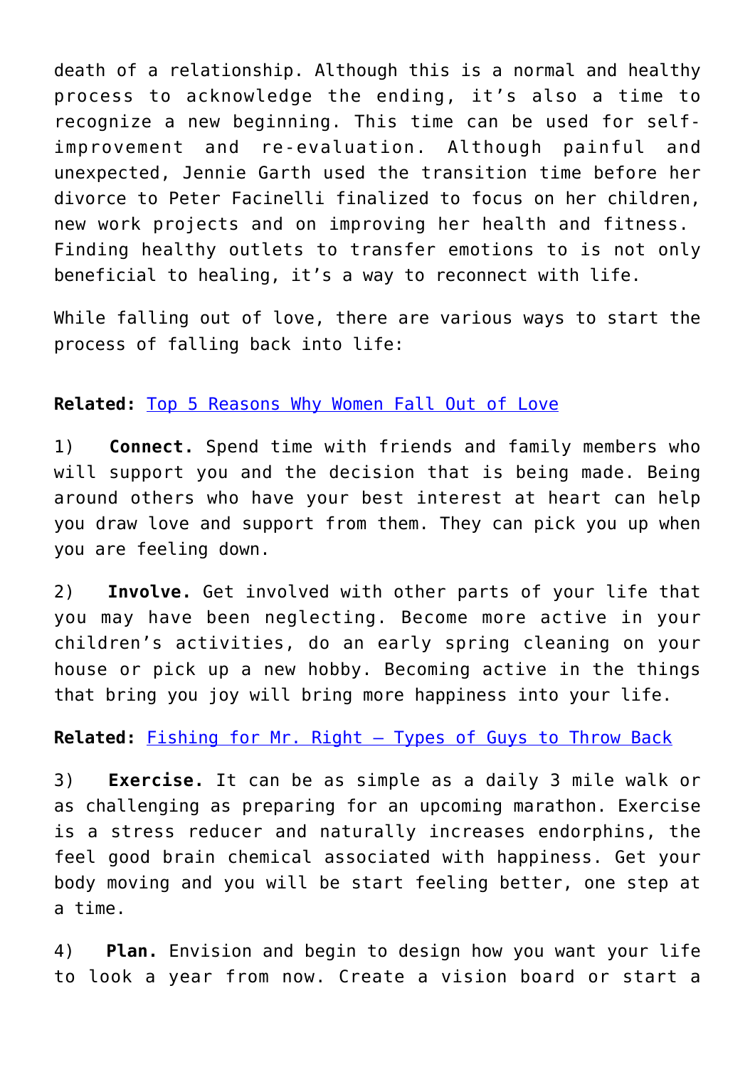death of a relationship. Although this is a normal and healthy process to acknowledge the ending, it's also a time to recognize a new beginning. This time can be used for self-improvement and re-evaluation. Although painful and unexpected, Jennie Garth used the transition time before her divorce to Peter Facinelli finalized to focus on her children, new work projects and on improving her health and fitness. Finding healthy outlets to transfer emotions to is not only beneficial to healing, it's a way to reconnect with life.

While falling out of love, there are various ways to start the process of falling back into life:

**Related:** [Top 5 Reasons Why Women Fall Out of Love]()

1) **Connect.** Spend time with friends and family members who will support you and the decision that is being made. Being around others who have your best interest at heart can help you draw love and support from them. They can pick you up when you are feeling down.

2) **Involve.** Get involved with other parts of your life that you may have been neglecting. Become more active in your children's activities, do an early spring cleaning on your house or pick up a new hobby. Becoming active in the things that bring you joy will bring more happiness into your life.

**Related:** [Fishing for Mr. Right – Types of Guys to Throw Back]()

3) **Exercise.** It can be as simple as a daily 3 mile walk or as challenging as preparing for an upcoming marathon. Exercise is a stress reducer and naturally increases endorphins, the feel good brain chemical associated with happiness. Get your body moving and you will be start feeling better, one step at a time.

4) **Plan.** Envision and begin to design how you want your life to look a year from now. Create a vision board or start a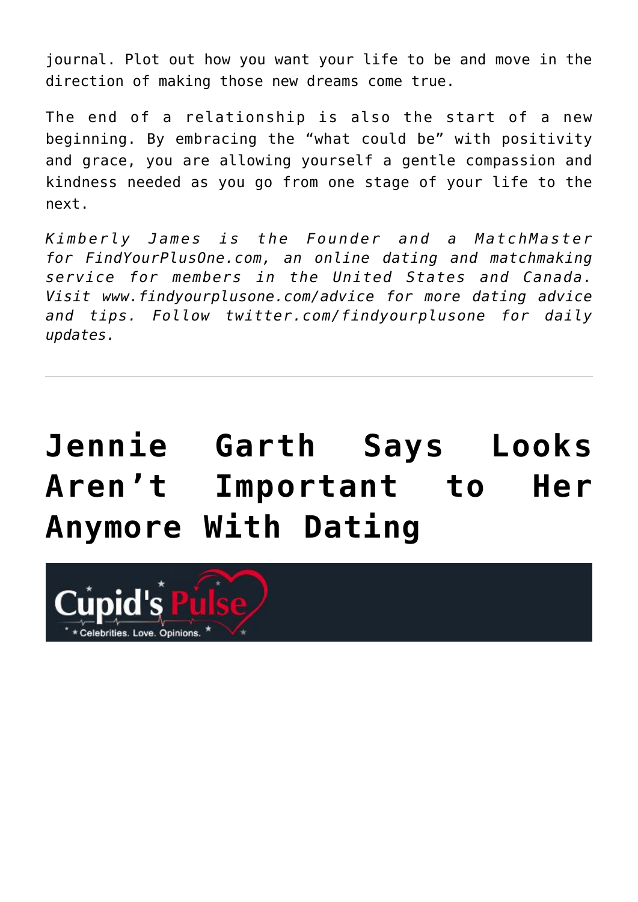journal. Plot out how you want your life to be and move in the direction of making those new dreams come true.

The end of a relationship is also the start of a new beginning. By embracing the "what could be" with positivity and grace, you are allowing yourself a gentle compassion and kindness needed as you go from one stage of your life to the next.

*Kimberly James is the Founder and a MatchMaster for FindYourPlusOne.com, an online dating and matchmaking service for members in the United States and Canada. Visit www.findyourplusone.com/advice for more dating advice and tips. Follow twitter.com/findyourplusone for daily updates.*

---

# Jennie Garth Says Looks Aren't Important to Her Anymore With Dating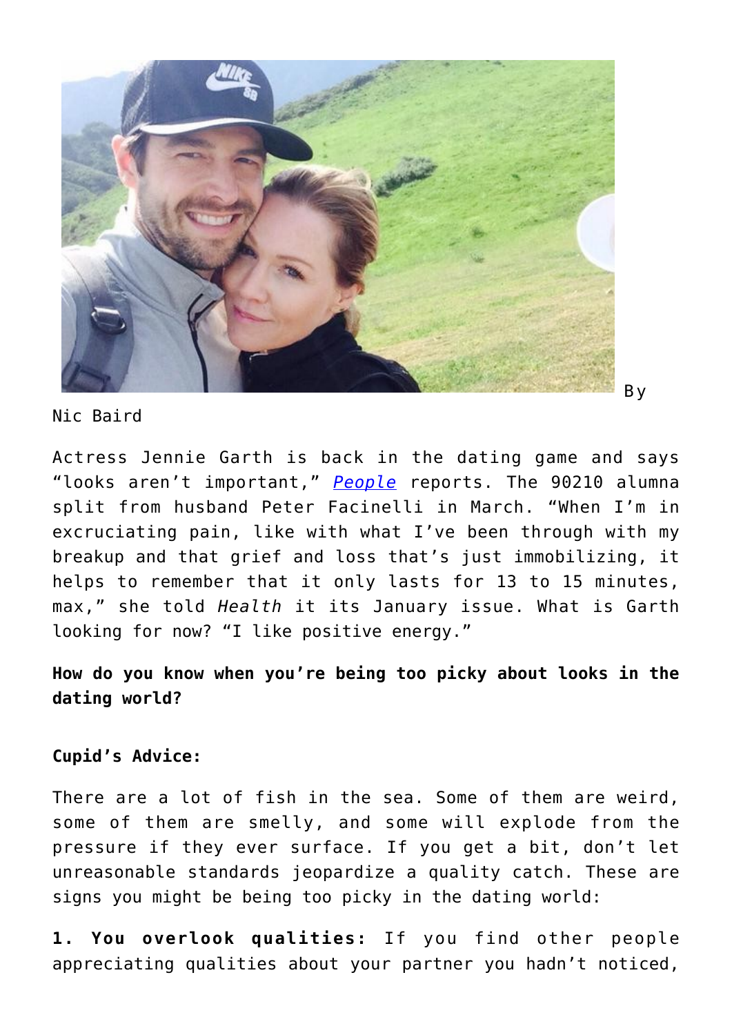By Nic Baird

Actress Jennie Garth is back in the dating game and says "looks aren't important," *People* reports. The 90210 alumna split from husband Peter Facinelli in March. "When I'm in excruciating pain, like with what I've been through with my breakup and that grief and loss that's just immobilizing, it helps to remember that it only lasts for 13 to 15 minutes, max," she told *Health* it its January issue. What is Garth looking for now? "I like positive energy."

**How do you know when you're being too picky about looks in the dating world?**

**Cupid's Advice:**

There are a lot of fish in the sea. Some of them are weird, some of them are smelly, and some will explode from the pressure if they ever surface. If you get a bit, don't let unreasonable standards jeopardize a quality catch. These are signs you might be being too picky in the dating world:

**1. You overlook qualities:** If you find other people appreciating qualities about your partner you hadn't noticed,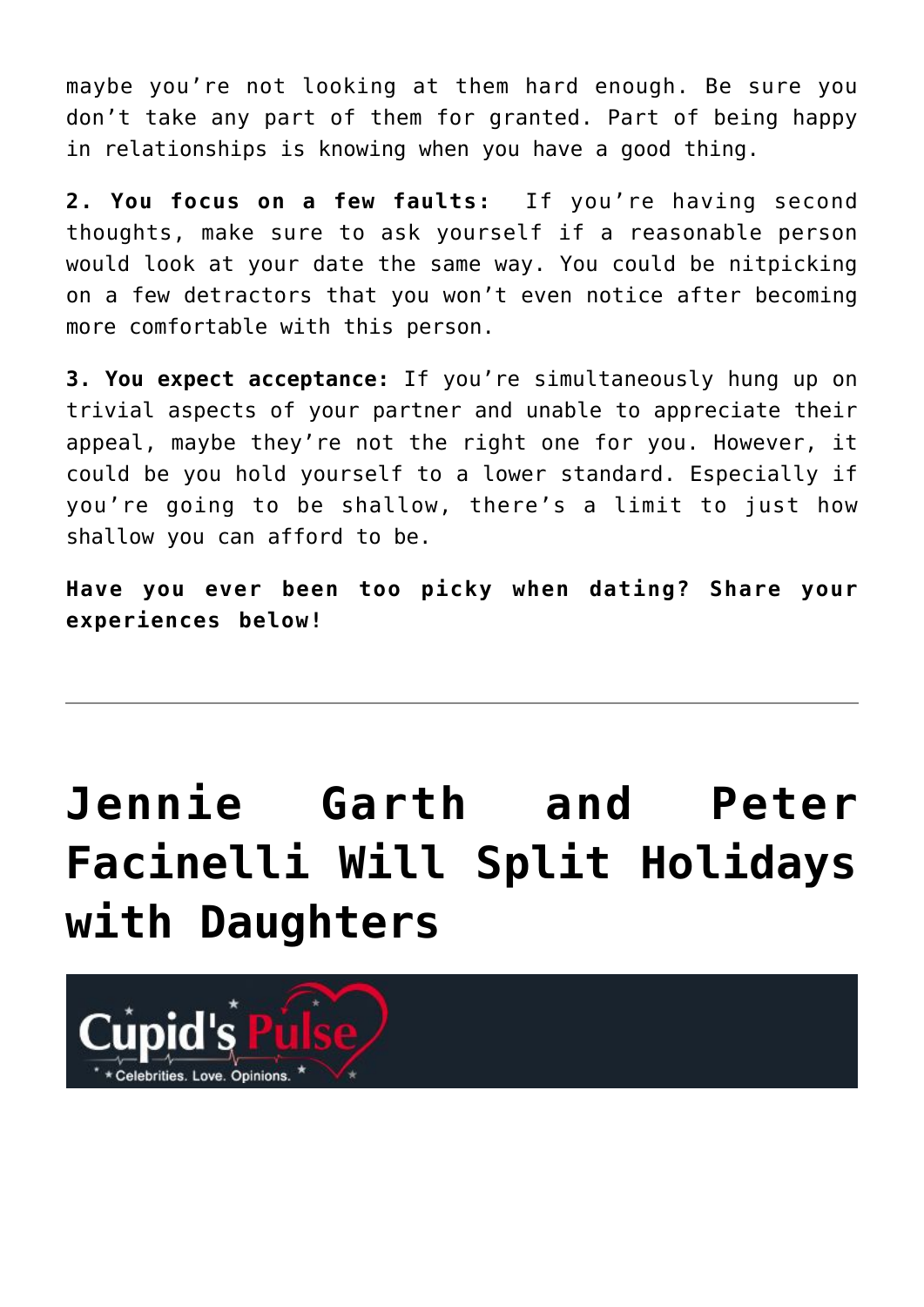maybe you're not looking at them hard enough. Be sure you don't take any part of them for granted. Part of being happy in relationships is knowing when you have a good thing.

**2. You focus on a few faults:** If you're having second thoughts, make sure to ask yourself if a reasonable person would look at your date the same way. You could be nitpicking on a few detractors that you won't even notice after becoming more comfortable with this person.

**3. You expect acceptance:** If you're simultaneously hung up on trivial aspects of your partner and unable to appreciate their appeal, maybe they're not the right one for you. However, it could be you hold yourself to a lower standard. Especially if you're going to be shallow, there's a limit to just how shallow you can afford to be.

**Have you ever been too picky when dating? Share your experiences below!**

---

# Jennie Garth and Peter Facinelli Will Split Holidays with Daughters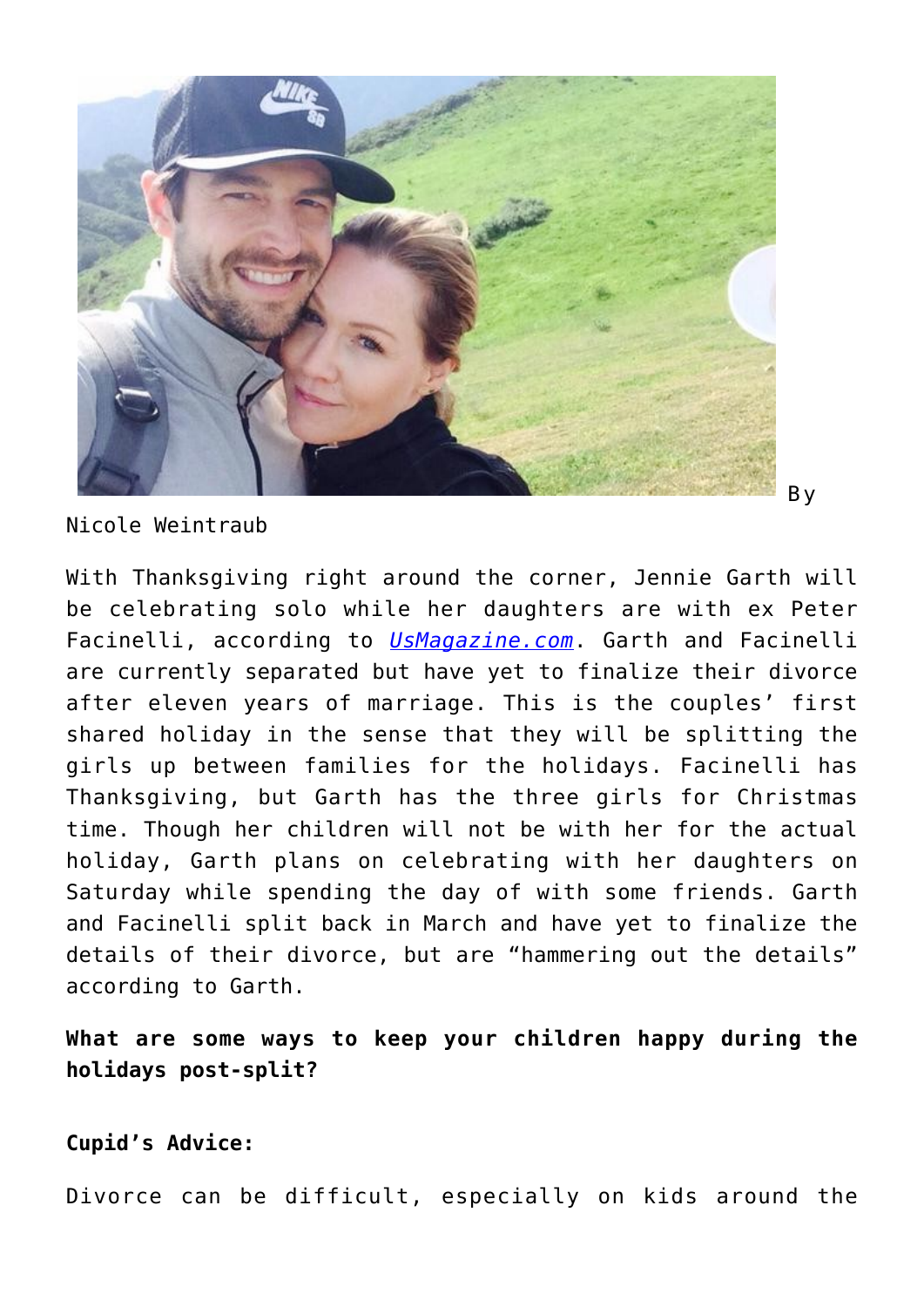By Nicole Weintraub

With Thanksgiving right around the corner, Jennie Garth will be celebrating solo while her daughters are with ex Peter Facinelli, according to *UsMagazine.com*. Garth and Facinelli are currently separated but have yet to finalize their divorce after eleven years of marriage. This is the couples' first shared holiday in the sense that they will be splitting the girls up between families for the holidays. Facinelli has Thanksgiving, but Garth has the three girls for Christmas time. Though her children will not be with her for the actual holiday, Garth plans on celebrating with her daughters on Saturday while spending the day of with some friends. Garth and Facinelli split back in March and have yet to finalize the details of their divorce, but are "hammering out the details" according to Garth.

**What are some ways to keep your children happy during the holidays post-split?**

**Cupid's Advice:**

Divorce can be difficult, especially on kids around the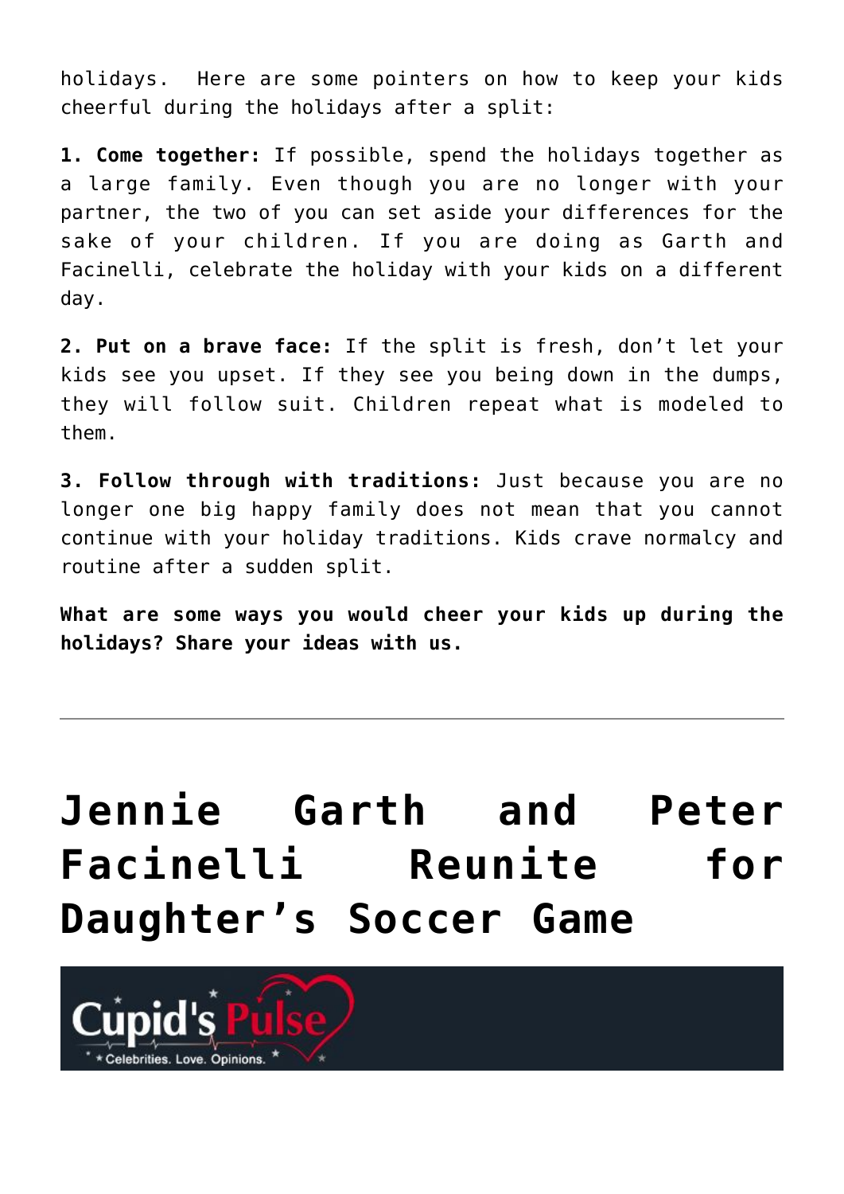holidays. Here are some pointers on how to keep your kids cheerful during the holidays after a split:

**1. Come together:** If possible, spend the holidays together as a large family. Even though you are no longer with your partner, the two of you can set aside your differences for the sake of your children. If you are doing as Garth and Facinelli, celebrate the holiday with your kids on a different day.

**2. Put on a brave face:** If the split is fresh, don't let your kids see you upset. If they see you being down in the dumps, they will follow suit. Children repeat what is modeled to them.

**3. Follow through with traditions:** Just because you are no longer one big happy family does not mean that you cannot continue with your holiday traditions. Kids crave normalcy and routine after a sudden split.

**What are some ways you would cheer your kids up during the holidays? Share your ideas with us.**

---

# Jennie Garth and Peter Facinelli Reunite for Daughter's Soccer Game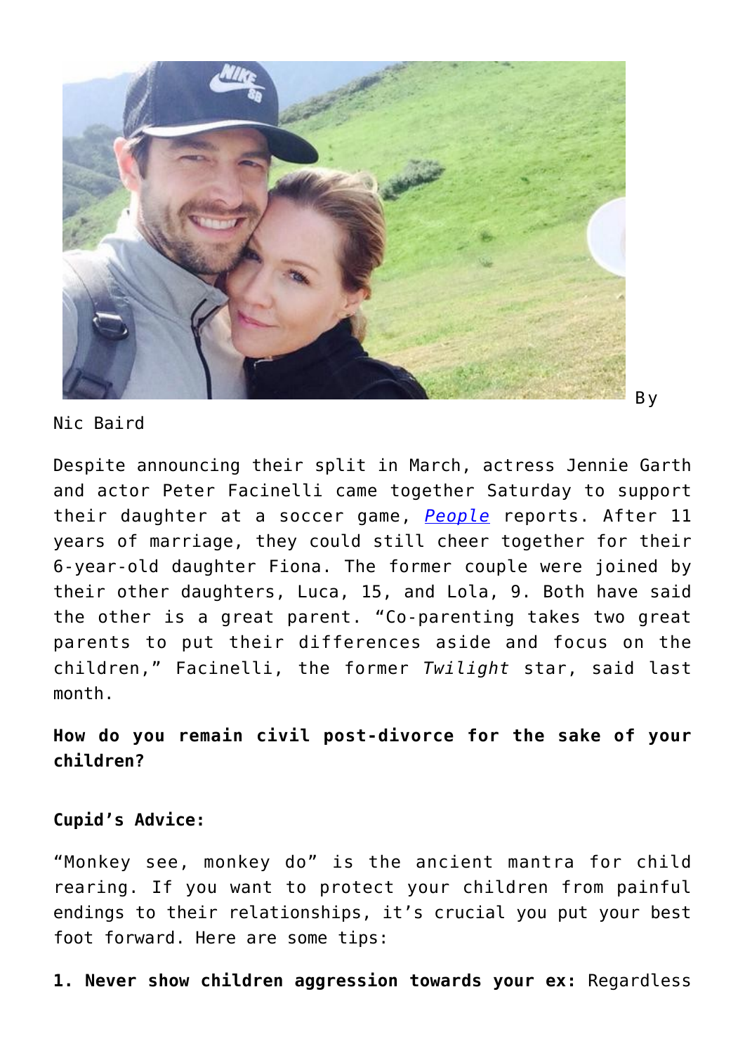By Nic Baird

Despite announcing their split in March, actress Jennie Garth and actor Peter Facinelli came together Saturday to support their daughter at a soccer game, *People* reports. After 11 years of marriage, they could still cheer together for their 6-year-old daughter Fiona. The former couple were joined by their other daughters, Luca, 15, and Lola, 9. Both have said the other is a great parent. "Co-parenting takes two great parents to put their differences aside and focus on the children," Facinelli, the former *Twilight* star, said last month.

**How do you remain civil post-divorce for the sake of your children?**

**Cupid's Advice:**

"Monkey see, monkey do" is the ancient mantra for child rearing. If you want to protect your children from painful endings to their relationships, it's crucial you put your best foot forward. Here are some tips:

**1. Never show children aggression towards your ex:** Regardless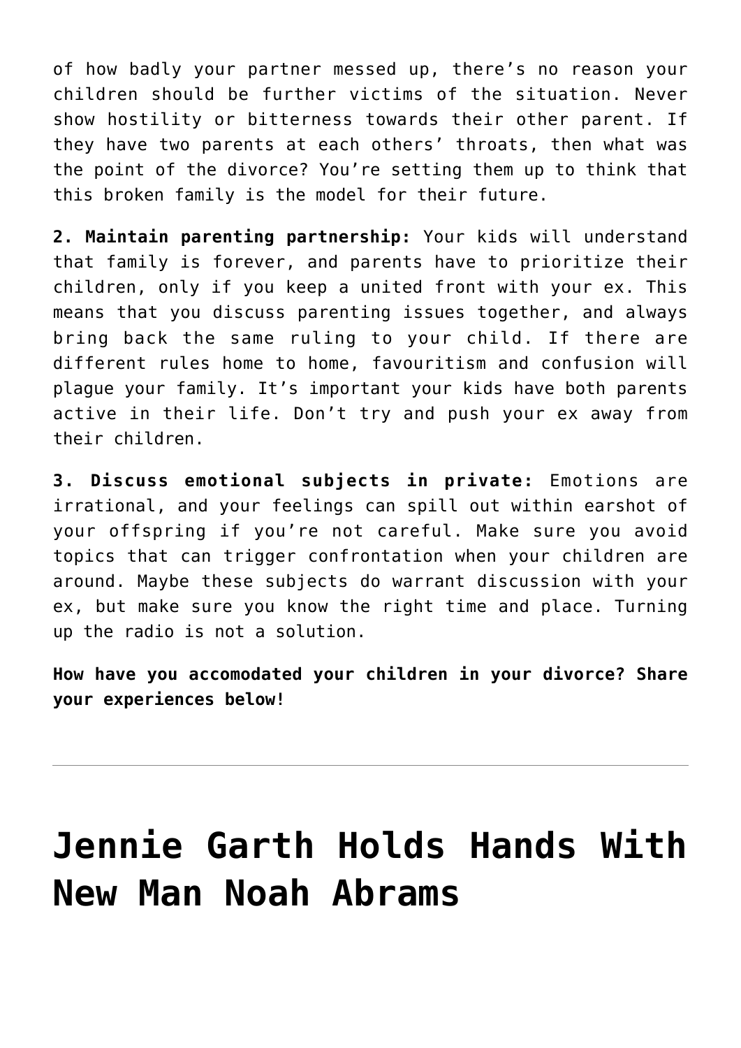of how badly your partner messed up, there's no reason your children should be further victims of the situation. Never show hostility or bitterness towards their other parent. If they have two parents at each others' throats, then what was the point of the divorce? You're setting them up to think that this broken family is the model for their future.

**2. Maintain parenting partnership:** Your kids will understand that family is forever, and parents have to prioritize their children, only if you keep a united front with your ex. This means that you discuss parenting issues together, and always bring back the same ruling to your child. If there are different rules home to home, favouritism and confusion will plague your family. It's important your kids have both parents active in their life. Don't try and push your ex away from their children.

**3. Discuss emotional subjects in private:** Emotions are irrational, and your feelings can spill out within earshot of your offspring if you're not careful. Make sure you avoid topics that can trigger confrontation when your children are around. Maybe these subjects do warrant discussion with your ex, but make sure you know the right time and place. Turning up the radio is not a solution.

**How have you accomodated your children in your divorce? Share your experiences below!**

---

# Jennie Garth Holds Hands With New Man Noah Abrams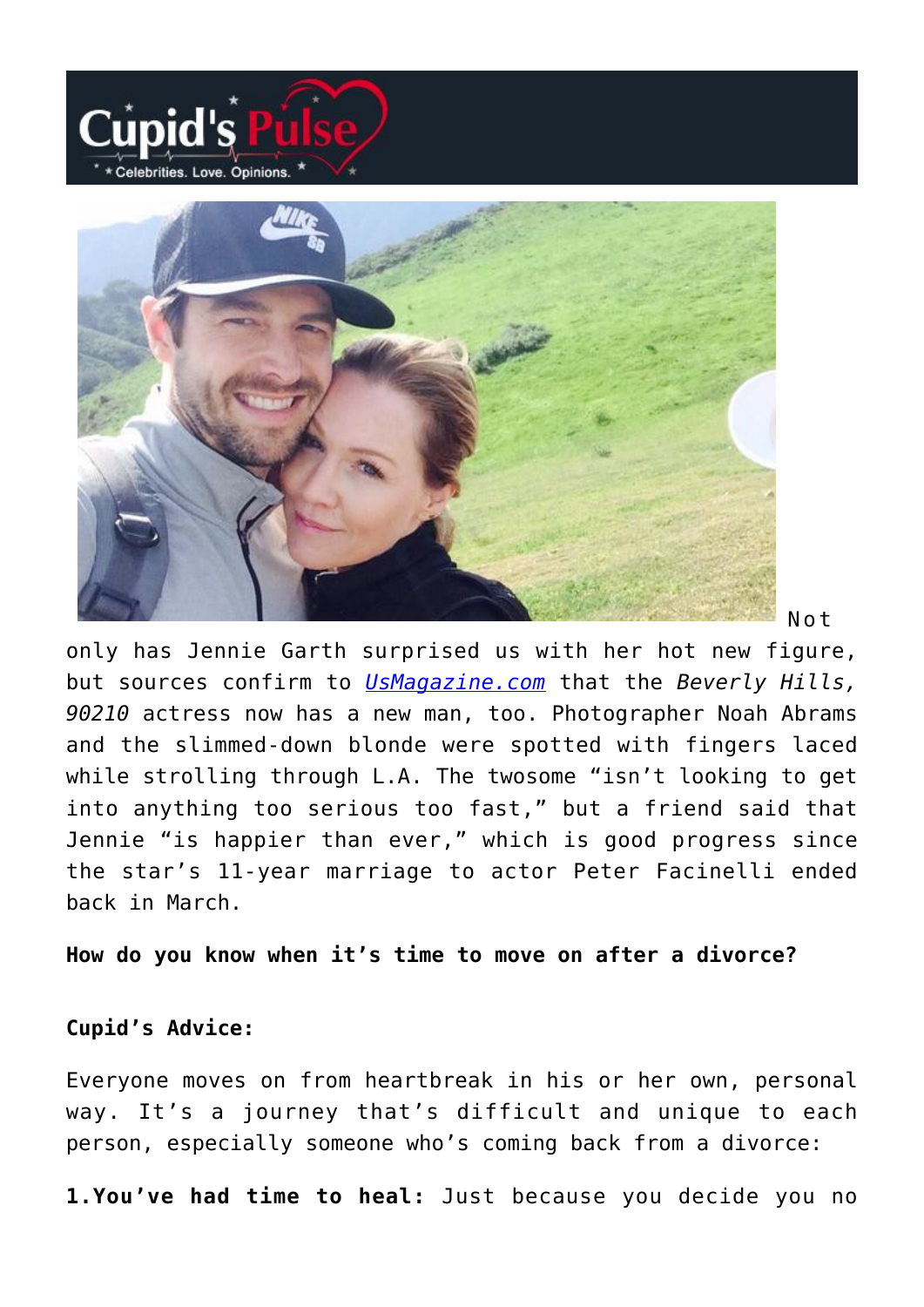Not only has Jennie Garth surprised us with her hot new figure, but sources confirm to [UsMagazine.com](UsMagazine.com) that the *Beverly Hills, 90210* actress now has a new man, too. Photographer Noah Abrams and the slimmed-down blonde were spotted with fingers laced while strolling through L.A. The twosome "isn't looking to get into anything too serious too fast," but a friend said that Jennie "is happier than ever," which is good progress since the star's 11-year marriage to actor Peter Facinelli ended back in March.

**How do you know when it's time to move on after a divorce?**

**Cupid's Advice:**

Everyone moves on from heartbreak in his or her own, personal way. It's a journey that's difficult and unique to each person, especially someone who's coming back from a divorce:

**1.You've had time to heal:** Just because you decide you no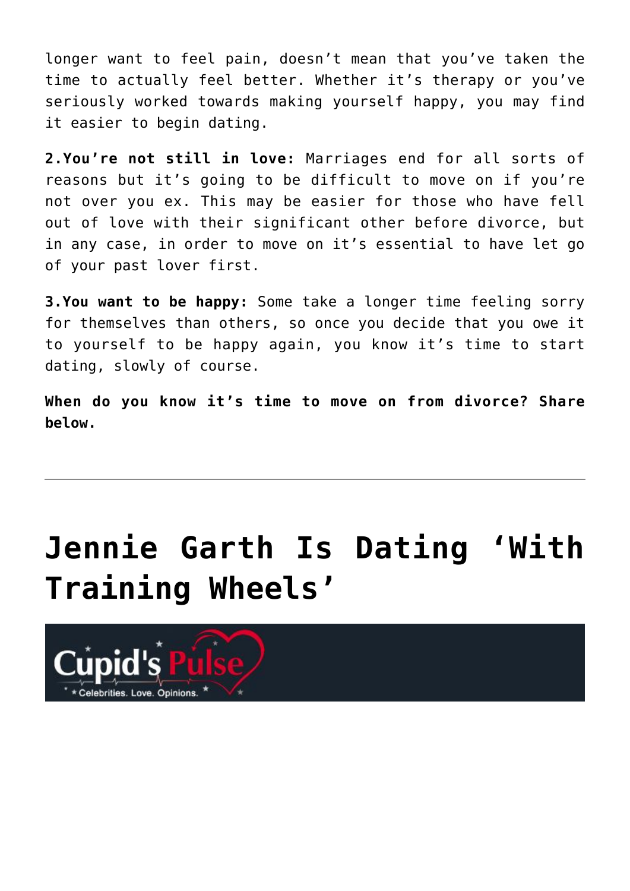longer want to feel pain, doesn't mean that you've taken the time to actually feel better. Whether it's therapy or you've seriously worked towards making yourself happy, you may find it easier to begin dating.

**2.You're not still in love:** Marriages end for all sorts of reasons but it's going to be difficult to move on if you're not over you ex. This may be easier for those who have fell out of love with their significant other before divorce, but in any case, in order to move on it's essential to have let go of your past lover first.

**3.You want to be happy:** Some take a longer time feeling sorry for themselves than others, so once you decide that you owe it to yourself to be happy again, you know it's time to start dating, slowly of course.

**When do you know it's time to move on from divorce? Share below.**

---

# Jennie Garth Is Dating 'With Training Wheels'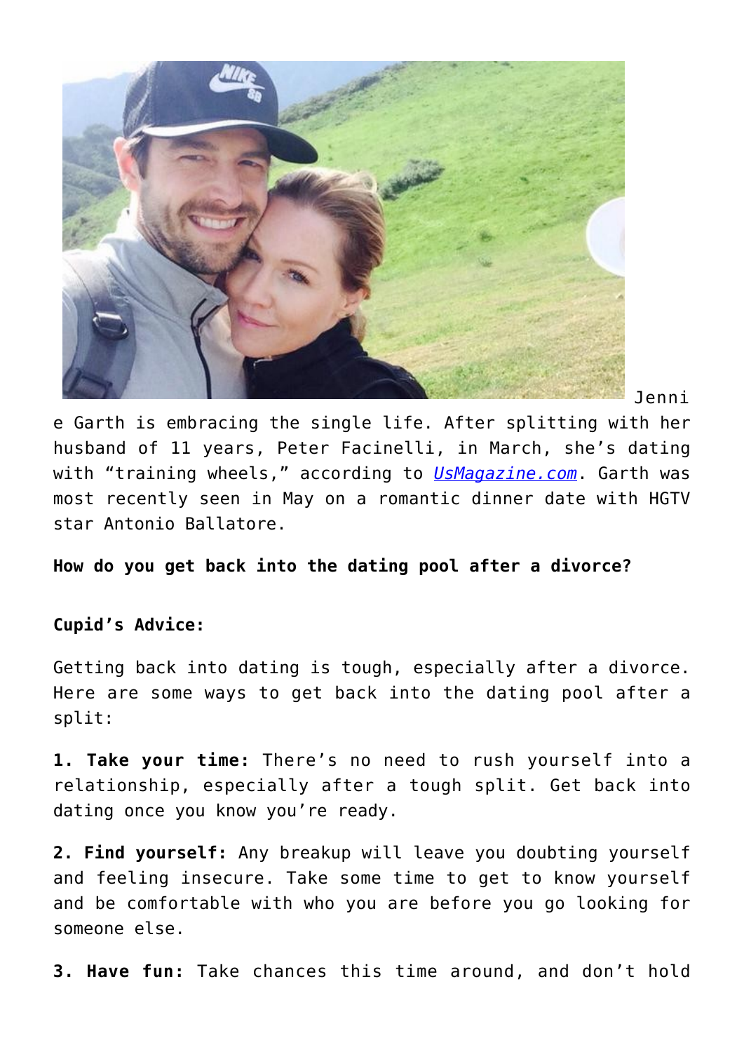Jennie Garth is embracing the single life. After splitting with her husband of 11 years, Peter Facinelli, in March, she's dating with "training wheels," according to [UsMagazine.com](UsMagazine.com). Garth was most recently seen in May on a romantic dinner date with HGTV star Antonio Ballatore.

**How do you get back into the dating pool after a divorce?**

**Cupid's Advice:**

Getting back into dating is tough, especially after a divorce. Here are some ways to get back into the dating pool after a split:

**1. Take your time:** There's no need to rush yourself into a relationship, especially after a tough split. Get back into dating once you know you're ready.

**2. Find yourself:** Any breakup will leave you doubting yourself and feeling insecure. Take some time to get to know yourself and be comfortable with who you are before you go looking for someone else.

**3. Have fun:** Take chances this time around, and don't hold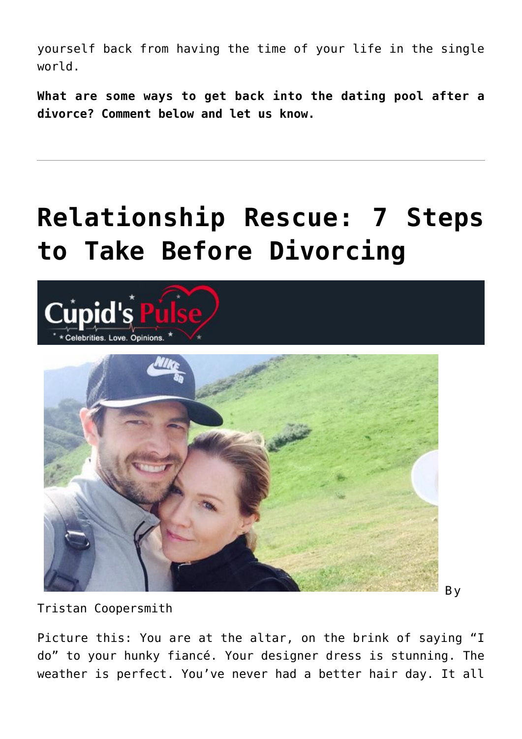yourself back from having the time of your life in the single world.

**What are some ways to get back into the dating pool after a divorce? Comment below and let us know.**

---

# Relationship Rescue: 7 Steps to Take Before Divorcing

By Tristan Coopersmith

Picture this: You are at the altar, on the brink of saying "I do" to your hunky fiancé. Your designer dress is stunning. The weather is perfect. You've never had a better hair day. It all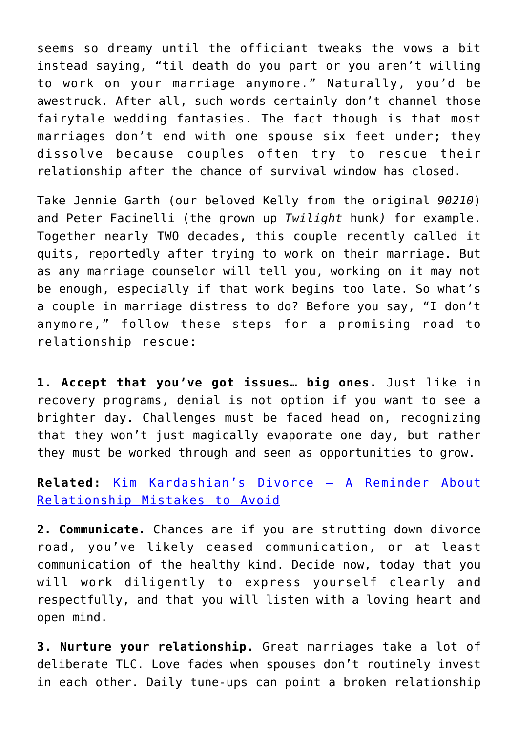seems so dreamy until the officiant tweaks the vows a bit instead saying, "til death do you part or you aren't willing to work on your marriage anymore." Naturally, you'd be awestruck. After all, such words certainly don't channel those fairytale wedding fantasies. The fact though is that most marriages don't end with one spouse six feet under; they dissolve because couples often try to rescue their relationship after the chance of survival window has closed.

Take Jennie Garth (our beloved Kelly from the original *90210*) and Peter Facinelli (the grown up *Twilight* hunk) for example. Together nearly TWO decades, this couple recently called it quits, reportedly after trying to work on their marriage. But as any marriage counselor will tell you, working on it may not be enough, especially if that work begins too late. So what's a couple in marriage distress to do? Before you say, "I don't anymore," follow these steps for a promising road to relationship rescue:

**1. Accept that you've got issues… big ones.** Just like in recovery programs, denial is not option if you want to see a brighter day. Challenges must be faced head on, recognizing that they won't just magically evaporate one day, but rather they must be worked through and seen as opportunities to grow.

**Related:** [Kim Kardashian's Divorce – A Reminder About Relationship Mistakes to Avoid]()

**2. Communicate.** Chances are if you are strutting down divorce road, you've likely ceased communication, or at least communication of the healthy kind. Decide now, today that you will work diligently to express yourself clearly and respectfully, and that you will listen with a loving heart and open mind.

**3. Nurture your relationship.** Great marriages take a lot of deliberate TLC. Love fades when spouses don't routinely invest in each other. Daily tune-ups can point a broken relationship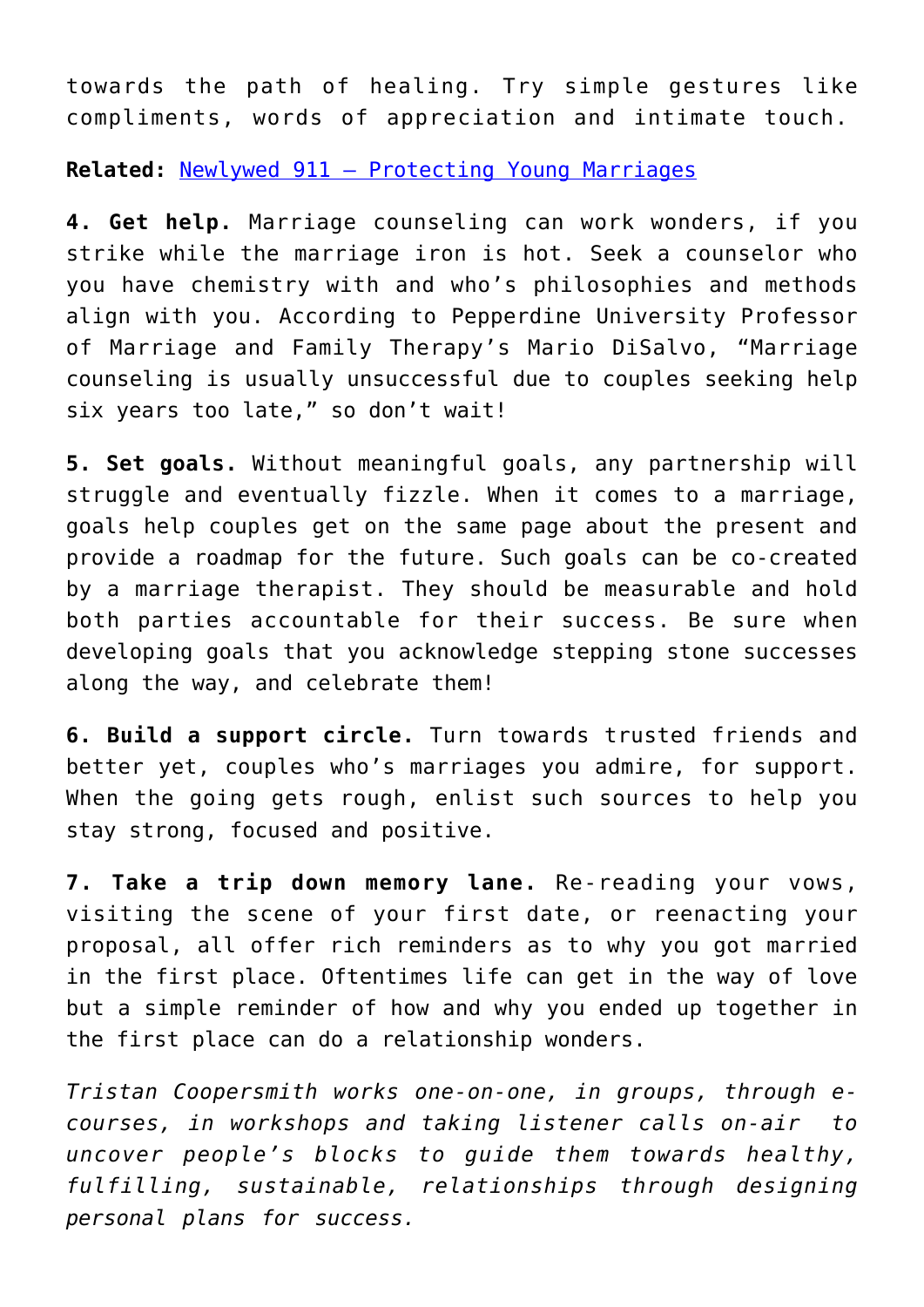towards the path of healing. Try simple gestures like compliments, words of appreciation and intimate touch.

**Related:** [Newlywed 911 – Protecting Young Marriages]()

**4. Get help.** Marriage counseling can work wonders, if you strike while the marriage iron is hot. Seek a counselor who you have chemistry with and who's philosophies and methods align with you. According to Pepperdine University Professor of Marriage and Family Therapy's Mario DiSalvo, "Marriage counseling is usually unsuccessful due to couples seeking help six years too late," so don't wait!

**5. Set goals.** Without meaningful goals, any partnership will struggle and eventually fizzle. When it comes to a marriage, goals help couples get on the same page about the present and provide a roadmap for the future. Such goals can be co-created by a marriage therapist. They should be measurable and hold both parties accountable for their success. Be sure when developing goals that you acknowledge stepping stone successes along the way, and celebrate them!

**6. Build a support circle.** Turn towards trusted friends and better yet, couples who's marriages you admire, for support. When the going gets rough, enlist such sources to help you stay strong, focused and positive.

**7. Take a trip down memory lane.** Re-reading your vows, visiting the scene of your first date, or reenacting your proposal, all offer rich reminders as to why you got married in the first place. Oftentimes life can get in the way of love but a simple reminder of how and why you ended up together in the first place can do a relationship wonders.

*Tristan Coopersmith works one-on-one, in groups, through e-courses, in workshops and taking listener calls on-air to uncover people's blocks to guide them towards healthy, fulfilling, sustainable, relationships through designing personal plans for success.*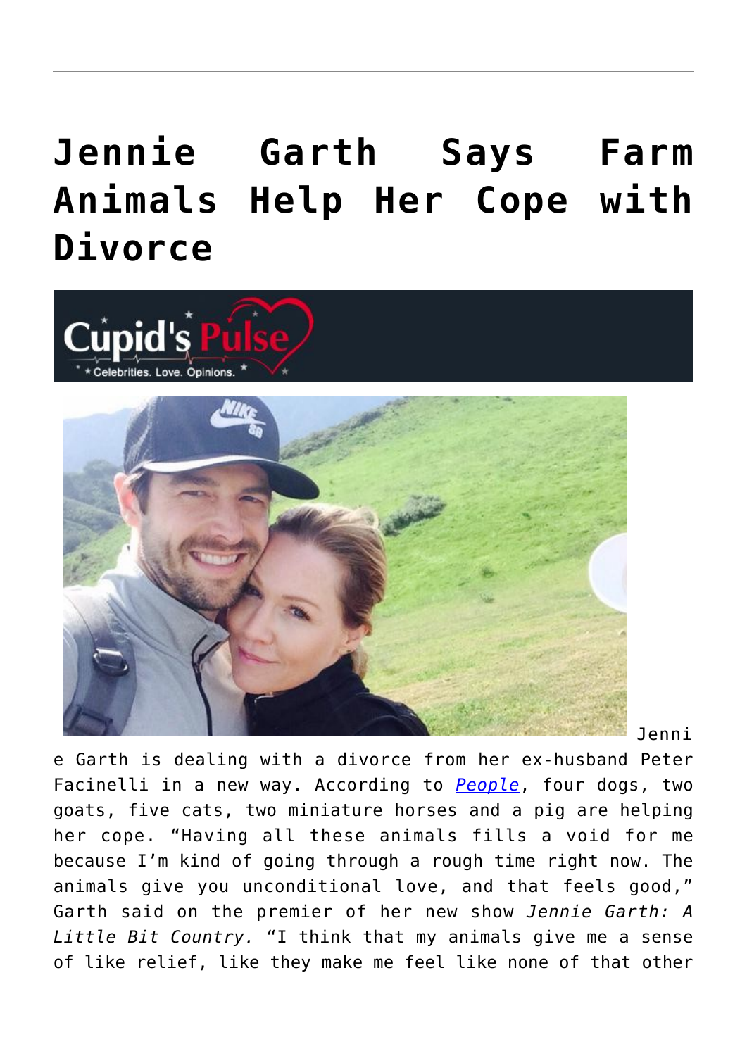# Jennie Garth Says Farm Animals Help Her Cope with Divorce

Jennie Garth is dealing with a divorce from her ex-husband Peter Facinelli in a new way. According to *People*, four dogs, two goats, five cats, two miniature horses and a pig are helping her cope. "Having all these animals fills a void for me because I'm kind of going through a rough time right now. The animals give you unconditional love, and that feels good," Garth said on the premier of her new show *Jennie Garth: A Little Bit Country.* "I think that my animals give me a sense of like relief, like they make me feel like none of that other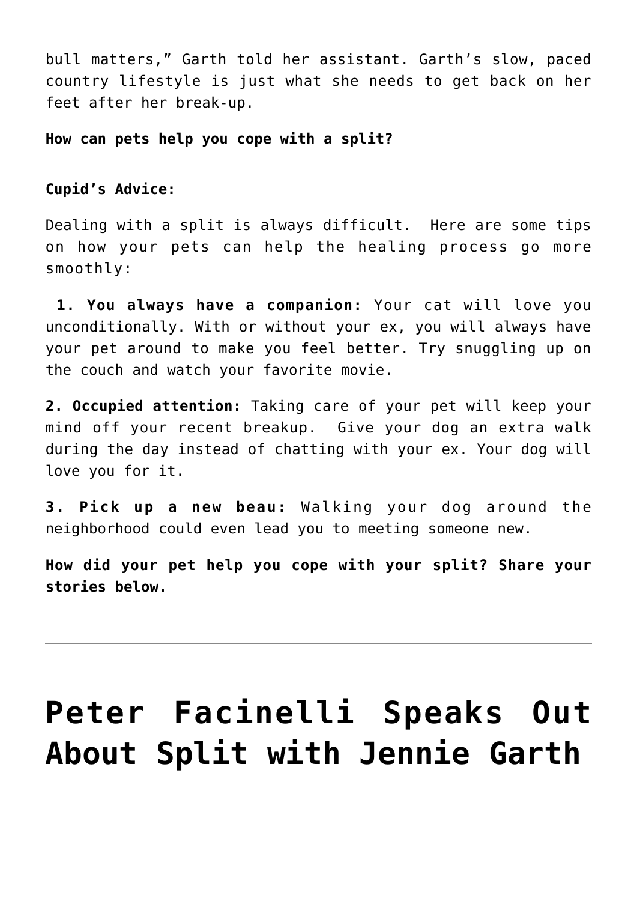bull matters," Garth told her assistant. Garth's slow, paced country lifestyle is just what she needs to get back on her feet after her break-up.

**How can pets help you cope with a split?**

**Cupid's Advice:**

Dealing with a split is always difficult. Here are some tips on how your pets can help the healing process go more smoothly:

**1. You always have a companion:** Your cat will love you unconditionally. With or without your ex, you will always have your pet around to make you feel better. Try snuggling up on the couch and watch your favorite movie.

**2. Occupied attention:** Taking care of your pet will keep your mind off your recent breakup. Give your dog an extra walk during the day instead of chatting with your ex. Your dog will love you for it.

**3. Pick up a new beau:** Walking your dog around the neighborhood could even lead you to meeting someone new.

**How did your pet help you cope with your split? Share your stories below.**

---

# Peter Facinelli Speaks Out About Split with Jennie Garth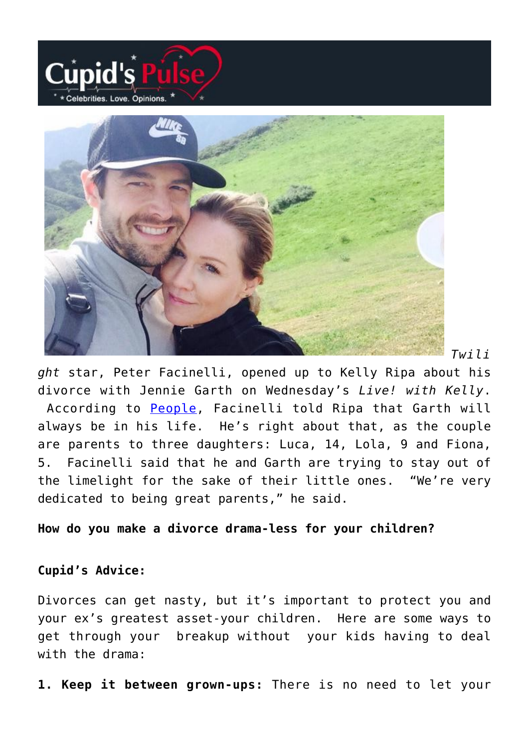*Twilight* star, Peter Facinelli, opened up to Kelly Ripa about his divorce with Jennie Garth on Wednesday's *Live! with Kelly*. According to People, Facinelli told Ripa that Garth will always be in his life. He's right about that, as the couple are parents to three daughters: Luca, 14, Lola, 9 and Fiona, 5. Facinelli said that he and Garth are trying to stay out of the limelight for the sake of their little ones. "We're very dedicated to being great parents," he said.

**How do you make a divorce drama-less for your children?**

**Cupid's Advice:**

Divorces can get nasty, but it's important to protect you and your ex's greatest asset-your children. Here are some ways to get through your breakup without your kids having to deal with the drama:

**1. Keep it between grown-ups:** There is no need to let your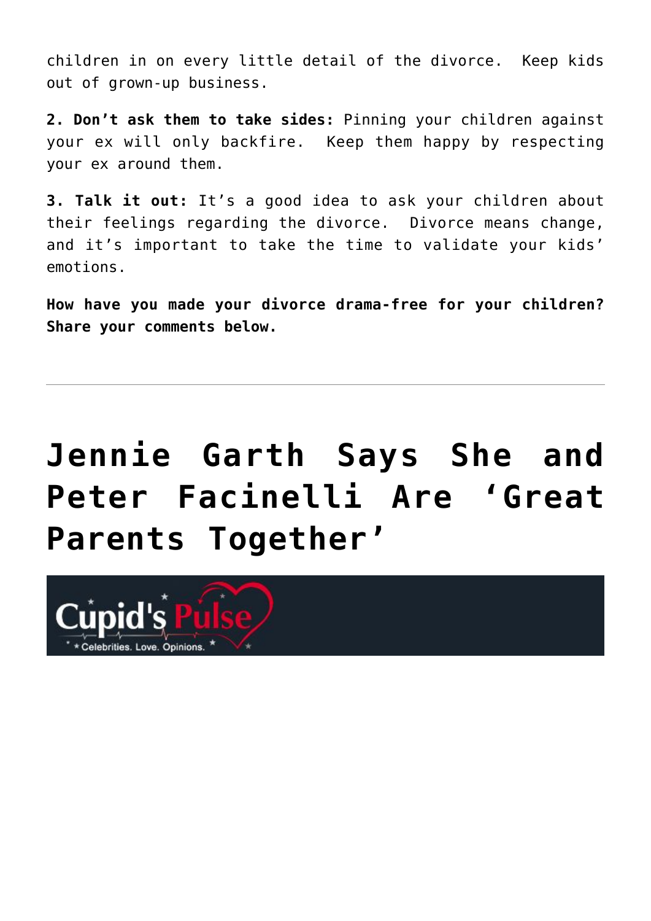children in on every little detail of the divorce.  Keep kids out of grown-up business.

**2. Don't ask them to take sides:** Pinning your children against your ex will only backfire.  Keep them happy by respecting your ex around them.

**3. Talk it out:** It's a good idea to ask your children about their feelings regarding the divorce.  Divorce means change, and it's important to take the time to validate your kids' emotions.

**How have you made your divorce drama-free for your children? Share your comments below.**

---

# Jennie Garth Says She and Peter Facinelli Are 'Great Parents Together'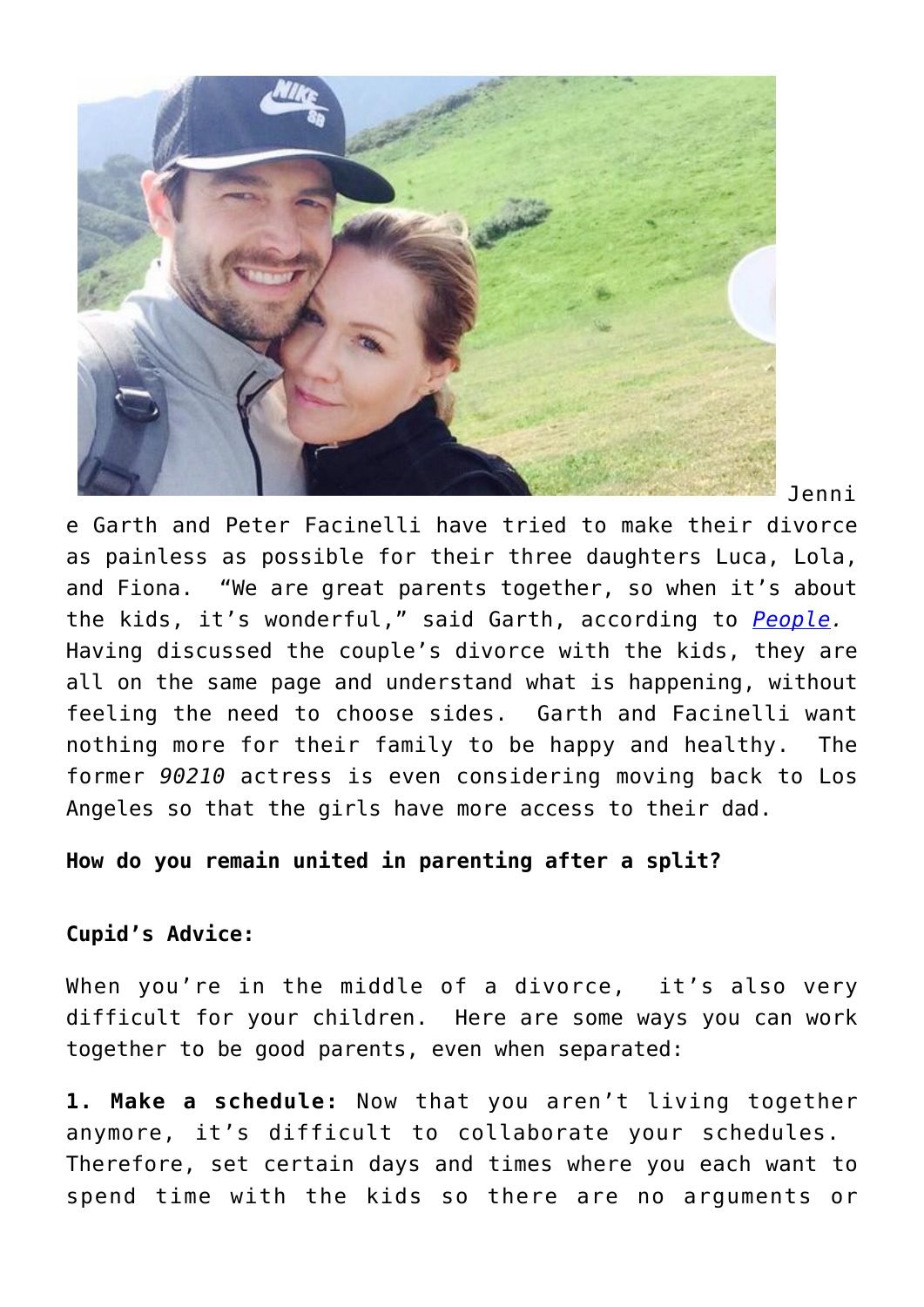Jennie Garth and Peter Facinelli have tried to make their divorce as painless as possible for their three daughters Luca, Lola, and Fiona. "We are great parents together, so when it's about the kids, it's wonderful," said Garth, according to *People*. Having discussed the couple's divorce with the kids, they are all on the same page and understand what is happening, without feeling the need to choose sides. Garth and Facinelli want nothing more for their family to be happy and healthy. The former *90210* actress is even considering moving back to Los Angeles so that the girls have more access to their dad.

**How do you remain united in parenting after a split?**

**Cupid's Advice:**

When you're in the middle of a divorce, it's also very difficult for your children. Here are some ways you can work together to be good parents, even when separated:

**1. Make a schedule:** Now that you aren't living together anymore, it's difficult to collaborate your schedules. Therefore, set certain days and times where you each want to spend time with the kids so there are no arguments or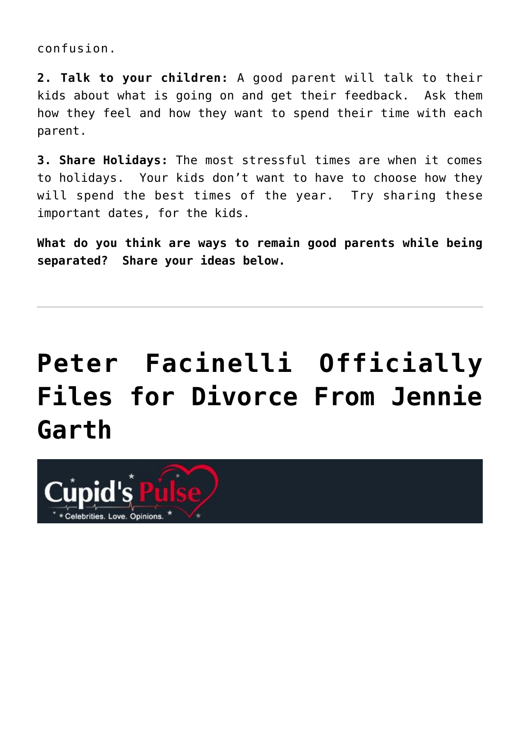confusion.

**2. Talk to your children:** A good parent will talk to their kids about what is going on and get their feedback. Ask them how they feel and how they want to spend their time with each parent.

**3. Share Holidays:** The most stressful times are when it comes to holidays. Your kids don't want to have to choose how they will spend the best times of the year. Try sharing these important dates, for the kids.

**What do you think are ways to remain good parents while being separated? Share your ideas below.**

---

# Peter Facinelli Officially Files for Divorce From Jennie Garth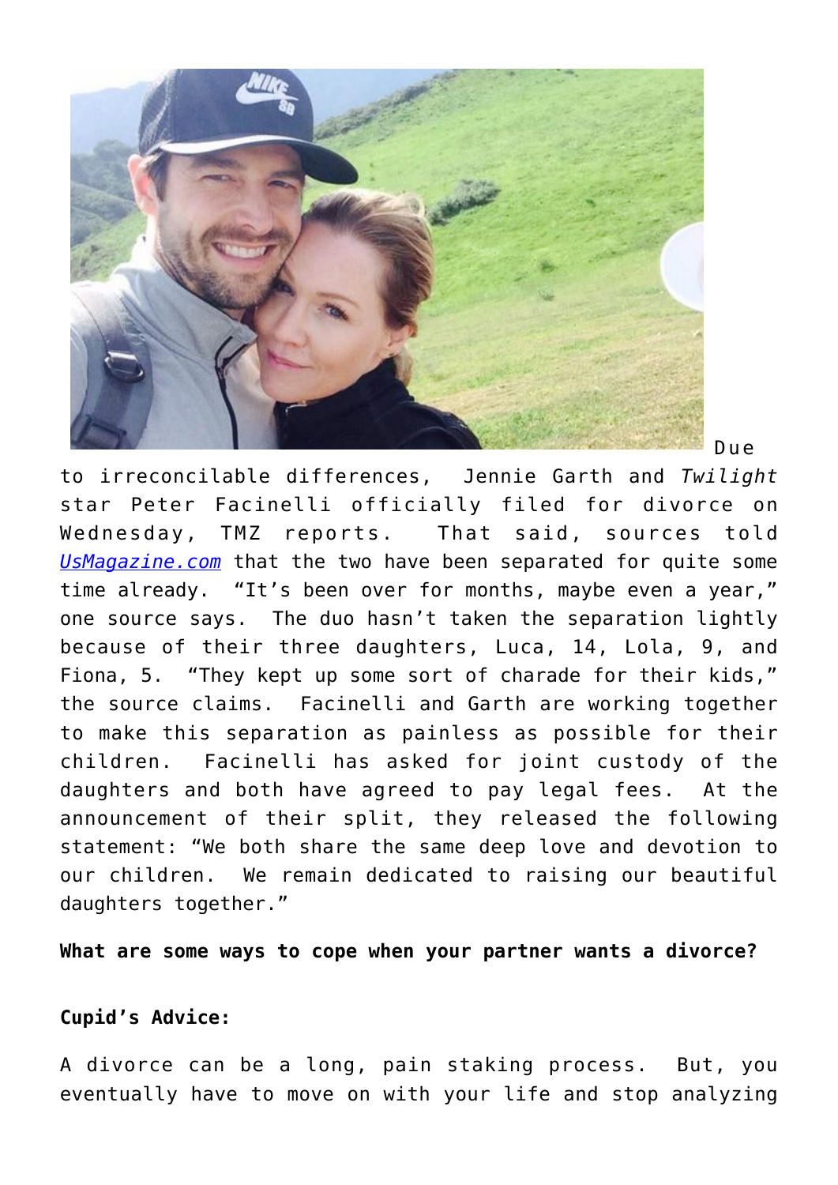Due to irreconcilable differences, Jennie Garth and *Twilight* star Peter Facinelli officially filed for divorce on Wednesday, TMZ reports. That said, sources told [UsMagazine.com](UsMagazine.com) that the two have been separated for quite some time already. "It's been over for months, maybe even a year," one source says. The duo hasn't taken the separation lightly because of their three daughters, Luca, 14, Lola, 9, and Fiona, 5. "They kept up some sort of charade for their kids," the source claims. Facinelli and Garth are working together to make this separation as painless as possible for their children. Facinelli has asked for joint custody of the daughters and both have agreed to pay legal fees. At the announcement of their split, they released the following statement: "We both share the same deep love and devotion to our children. We remain dedicated to raising our beautiful daughters together."

**What are some ways to cope when your partner wants a divorce?**

**Cupid's Advice:**

A divorce can be a long, pain staking process. But, you eventually have to move on with your life and stop analyzing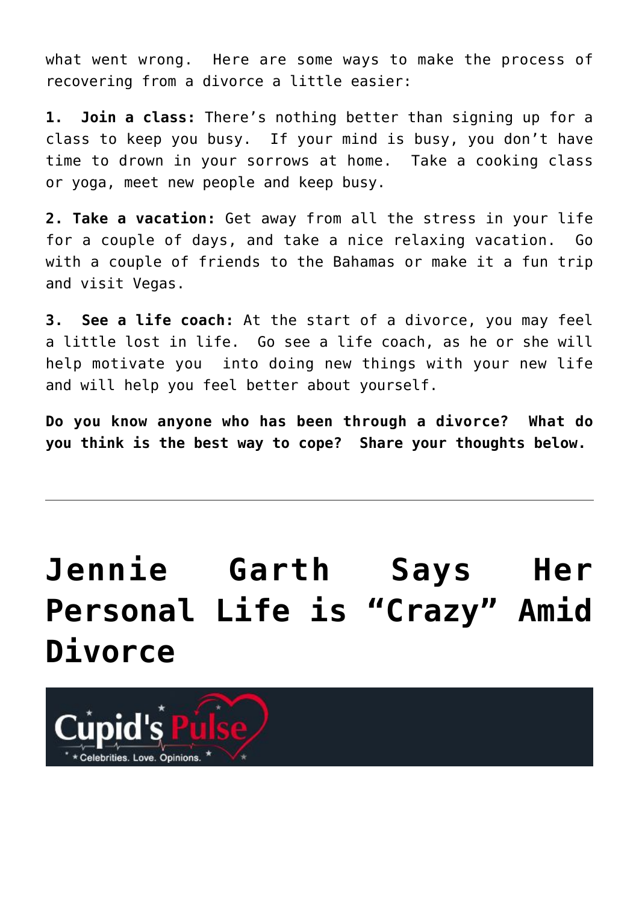what went wrong.  Here are some ways to make the process of recovering from a divorce a little easier:

**1. Join a class:** There's nothing better than signing up for a class to keep you busy.  If your mind is busy, you don't have time to drown in your sorrows at home.  Take a cooking class or yoga, meet new people and keep busy.

**2. Take a vacation:** Get away from all the stress in your life for a couple of days, and take a nice relaxing vacation.  Go with a couple of friends to the Bahamas or make it a fun trip and visit Vegas.

**3. See a life coach:** At the start of a divorce, you may feel a little lost in life.  Go see a life coach, as he or she will help motivate you  into doing new things with your new life and will help you feel better about yourself.

**Do you know anyone who has been through a divorce?  What do you think is the best way to cope?  Share your thoughts below.**

---

# Jennie Garth Says Her Personal Life is "Crazy" Amid Divorce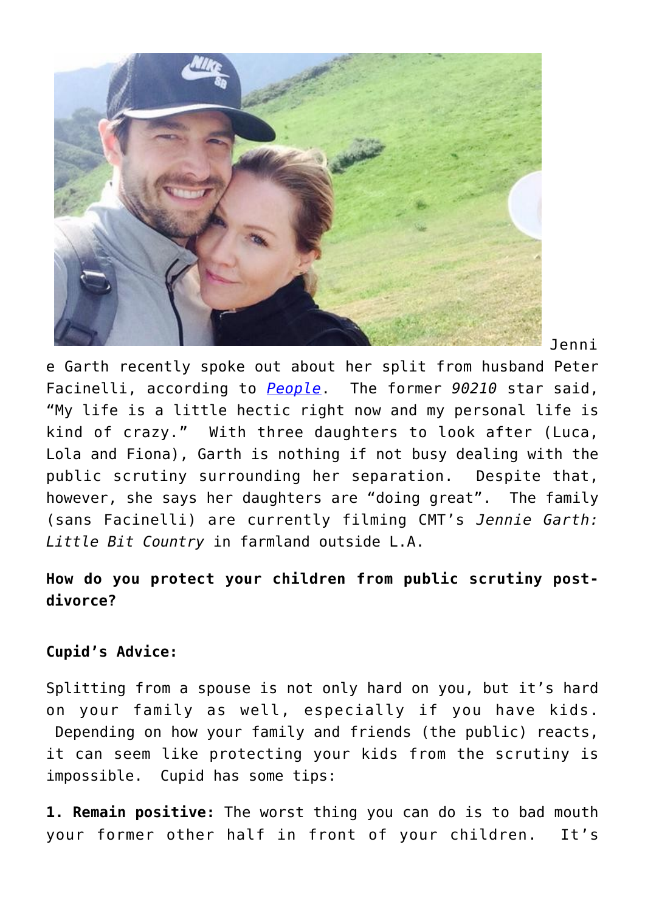Jennie Garth recently spoke out about her split from husband Peter Facinelli, according to [*People*](). The former *90210* star said, "My life is a little hectic right now and my personal life is kind of crazy." With three daughters to look after (Luca, Lola and Fiona), Garth is nothing if not busy dealing with the public scrutiny surrounding her separation. Despite that, however, she says her daughters are "doing great". The family (sans Facinelli) are currently filming CMT's *Jennie Garth: Little Bit Country* in farmland outside L.A.

**How do you protect your children from public scrutiny post-divorce?**

**Cupid's Advice:**

Splitting from a spouse is not only hard on you, but it's hard on your family as well, especially if you have kids. Depending on how your family and friends (the public) reacts, it can seem like protecting your kids from the scrutiny is impossible. Cupid has some tips:

**1. Remain positive:** The worst thing you can do is to bad mouth your former other half in front of your children. It's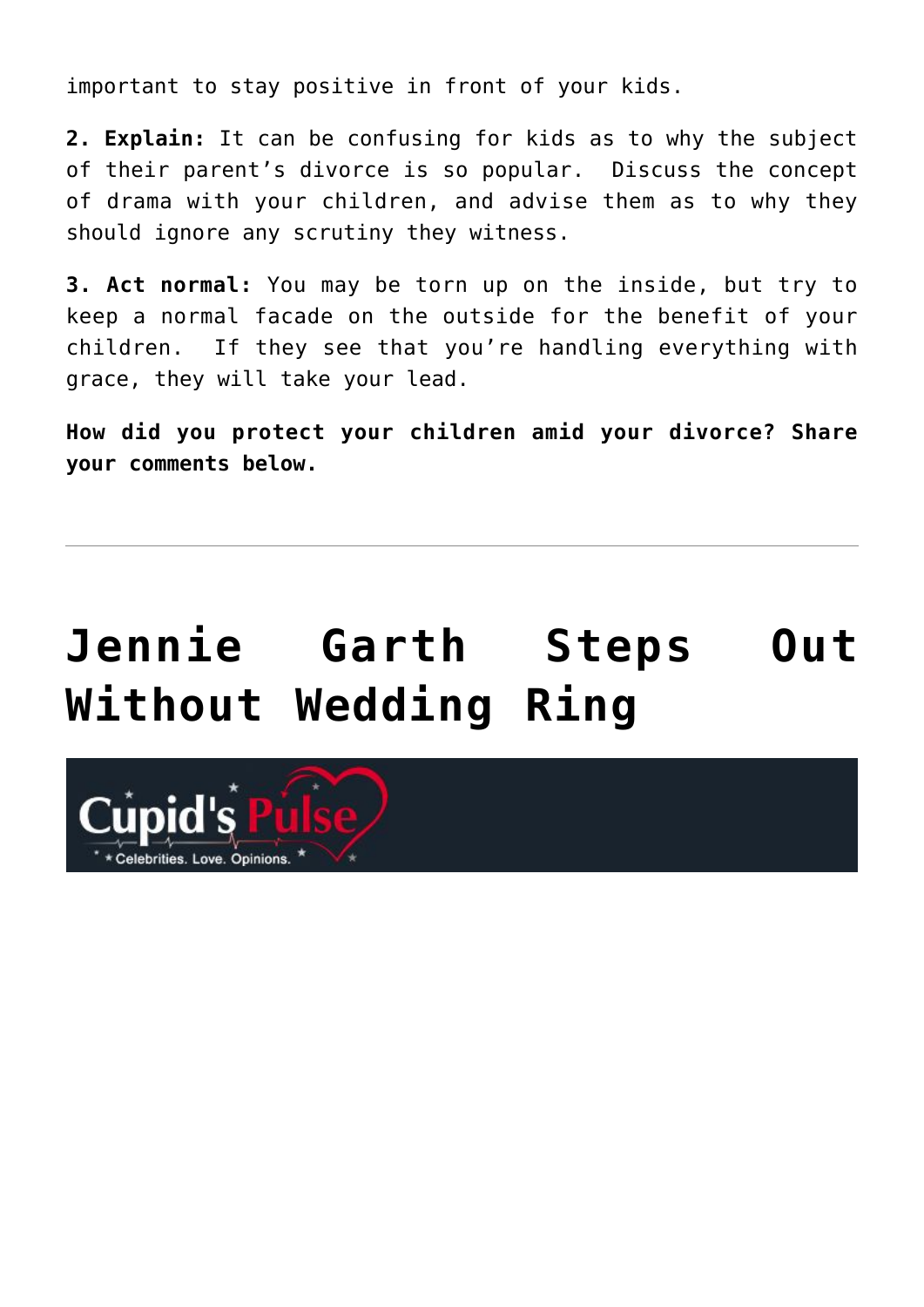important to stay positive in front of your kids.

**2. Explain:** It can be confusing for kids as to why the subject of their parent's divorce is so popular. Discuss the concept of drama with your children, and advise them as to why they should ignore any scrutiny they witness.

**3. Act normal:** You may be torn up on the inside, but try to keep a normal facade on the outside for the benefit of your children. If they see that you're handling everything with grace, they will take your lead.

**How did you protect your children amid your divorce? Share your comments below.**

---

# Jennie Garth Steps Out Without Wedding Ring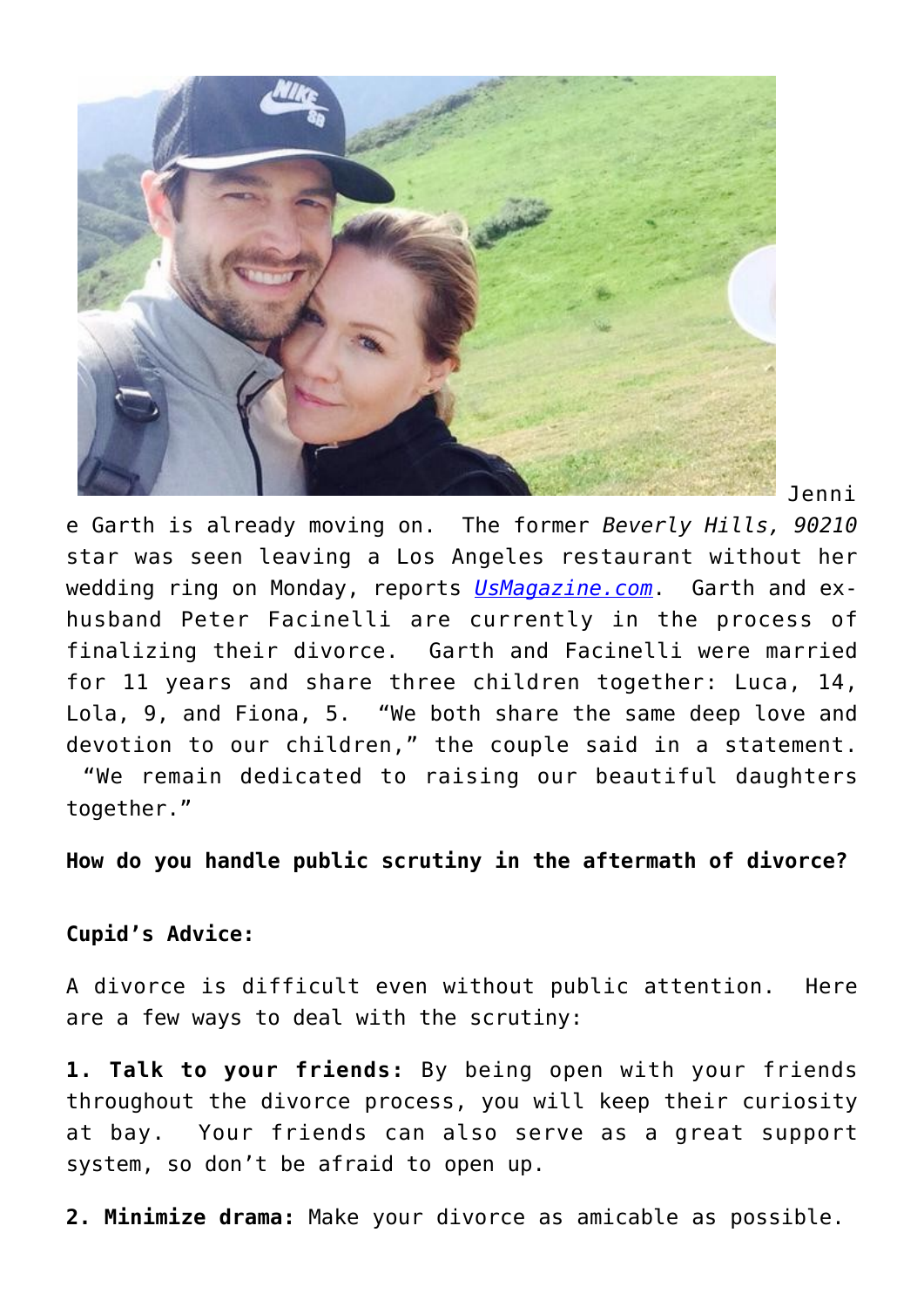Jennie Garth is already moving on. The former *Beverly Hills, 90210* star was seen leaving a Los Angeles restaurant without her wedding ring on Monday, reports [UsMagazine.com](). Garth and ex-husband Peter Facinelli are currently in the process of finalizing their divorce. Garth and Facinelli were married for 11 years and share three children together: Luca, 14, Lola, 9, and Fiona, 5. "We both share the same deep love and devotion to our children," the couple said in a statement. "We remain dedicated to raising our beautiful daughters together."

**How do you handle public scrutiny in the aftermath of divorce?**

**Cupid's Advice:**

A divorce is difficult even without public attention. Here are a few ways to deal with the scrutiny:

**1. Talk to your friends:** By being open with your friends throughout the divorce process, you will keep their curiosity at bay. Your friends can also serve as a great support system, so don't be afraid to open up.

**2. Minimize drama:** Make your divorce as amicable as possible.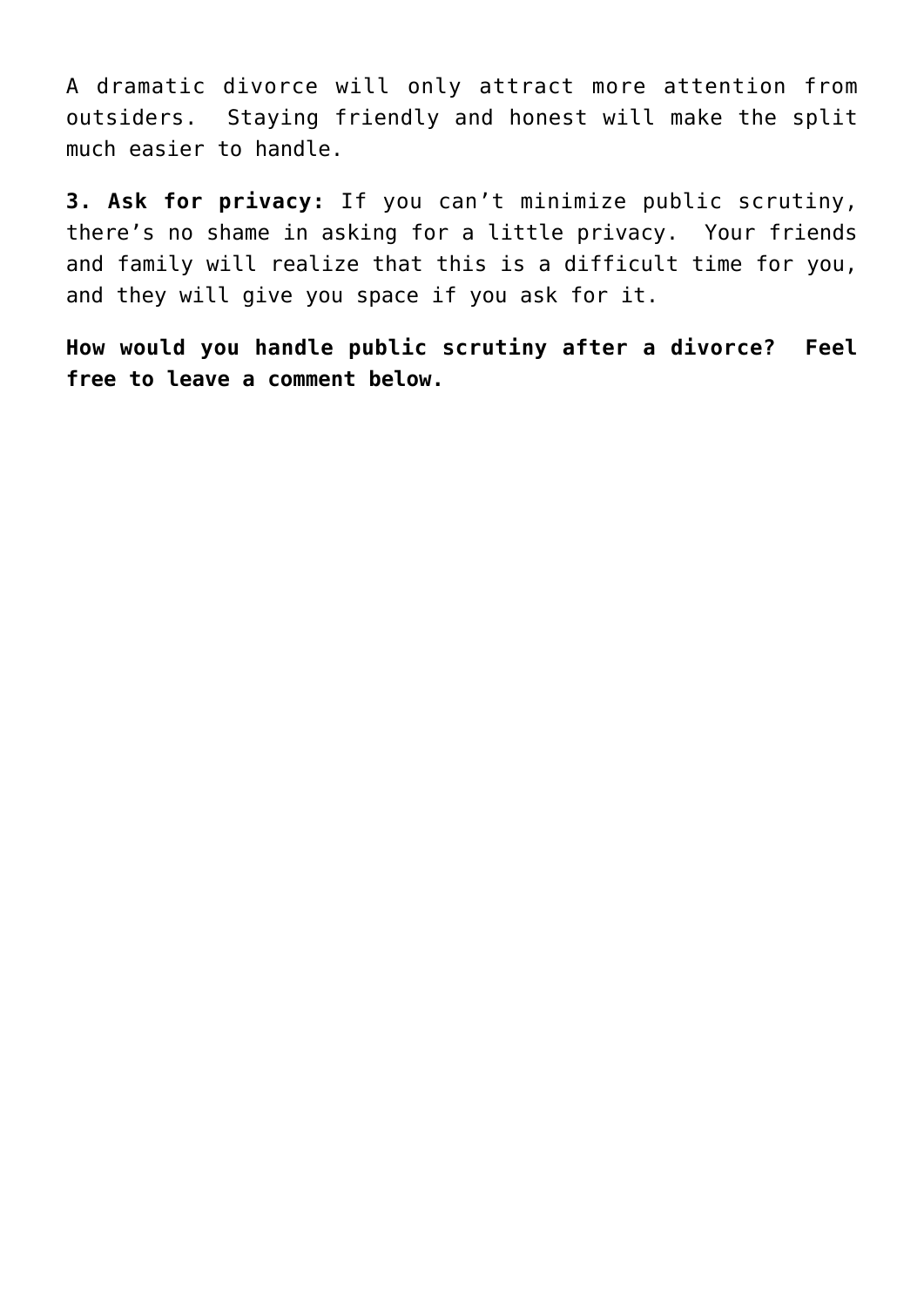A dramatic divorce will only attract more attention from outsiders. Staying friendly and honest will make the split much easier to handle.

**3. Ask for privacy:** If you can't minimize public scrutiny, there's no shame in asking for a little privacy. Your friends and family will realize that this is a difficult time for you, and they will give you space if you ask for it.

**How would you handle public scrutiny after a divorce? Feel free to leave a comment below.**